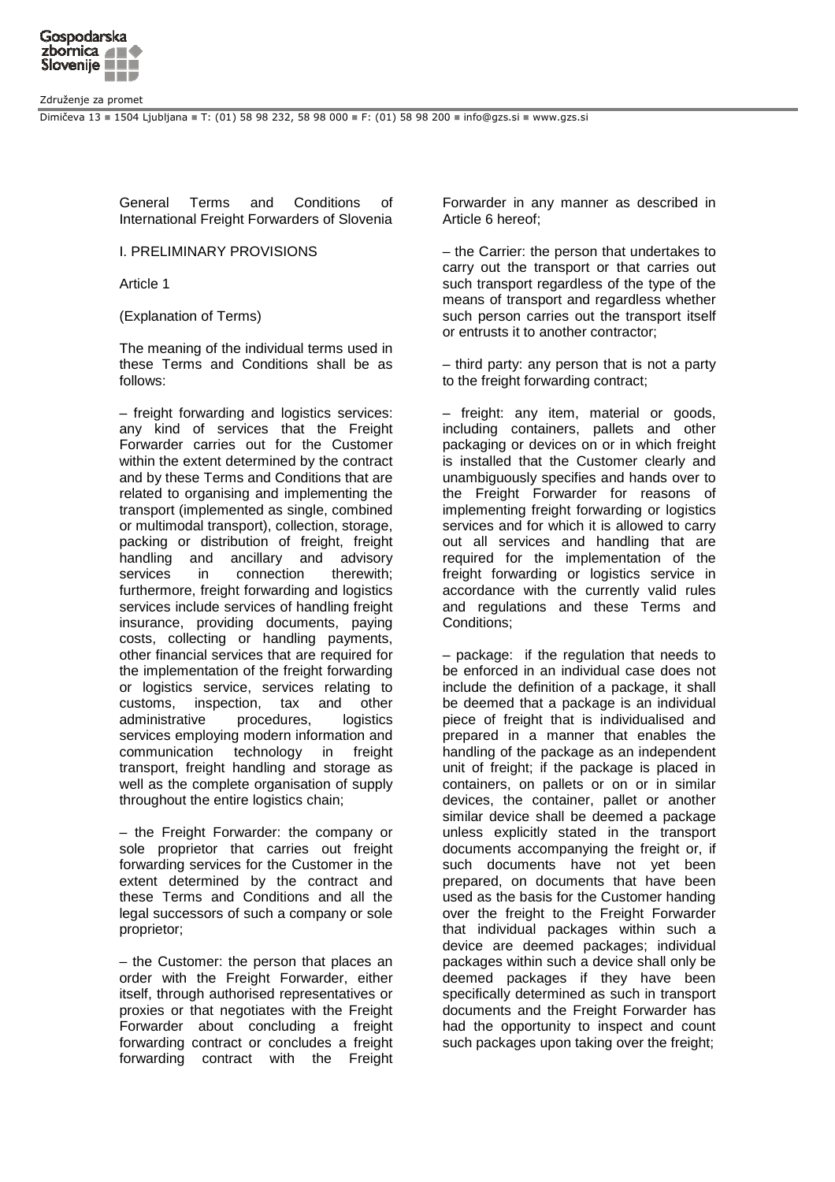# General Terms and Conditions of International Freight Forwarders of Slovenia

## I. PRELIMINARY PROVISIONS

### Article 1

### (Explanation of Terms)

The meaning of the individual terms used in these Terms and Conditions shall be as follows:

– freight forwarding and logistics services: any kind of services that the Freight Forwarder carries out for the Customer within the extent determined by the contract and by these Terms and Conditions that are related to organising and implementing the transport (implemented as single, combined or multimodal transport), collection, storage, packing or distribution of freight, freight handling and ancillary and advisory services in connection therewith; furthermore, freight forwarding and logistics services include services of handling freight insurance, providing documents, paying costs, collecting or handling payments, other financial services that are required for the implementation of the freight forwarding or logistics service, services relating to customs, inspection, tax and other administrative procedures, logistics services employing modern information and communication technology in freight transport, freight handling and storage as well as the complete organisation of supply throughout the entire logistics chain;

– the Freight Forwarder: the company or sole proprietor that carries out freight forwarding services for the Customer in the extent determined by the contract and these Terms and Conditions and all the legal successors of such a company or sole proprietor;

– the Customer: the person that places an order with the Freight Forwarder, either itself, through authorised representatives or proxies or that negotiates with the Freight Forwarder about concluding a freight forwarding contract or concludes a freight forwarding contract with the Freight Forwarder in any manner as described in Article 6 hereof;

– the Carrier: the person that undertakes to carry out the transport or that carries out such transport regardless of the type of the means of transport and regardless whether such person carries out the transport itself or entrusts it to another contractor;

– third party: any person that is not a party to the freight forwarding contract;

– freight: any item, material or goods, including containers, pallets and other packaging or devices on or in which freight is installed that the Customer clearly and unambiguously specifies and hands over to the Freight Forwarder for reasons of implementing freight forwarding or logistics services and for which it is allowed to carry out all services and handling that are required for the implementation of the freight forwarding or logistics service in accordance with the currently valid rules and regulations and these Terms and Conditions;

– package: if the regulation that needs to be enforced in an individual case does not include the definition of a package, it shall be deemed that a package is an individual piece of freight that is individualised and prepared in a manner that enables the handling of the package as an independent unit of freight; if the package is placed in containers, on pallets or on or in similar devices, the container, pallet or another similar device shall be deemed a package unless explicitly stated in the transport documents accompanying the freight or, if such documents have not yet been prepared, on documents that have been used as the basis for the Customer handing over the freight to the Freight Forwarder that individual packages within such a device are deemed packages; individual packages within such a device shall only be deemed packages if they have been specifically determined as such in transport documents and the Freight Forwarder has had the opportunity to inspect and count such packages upon taking over the freight;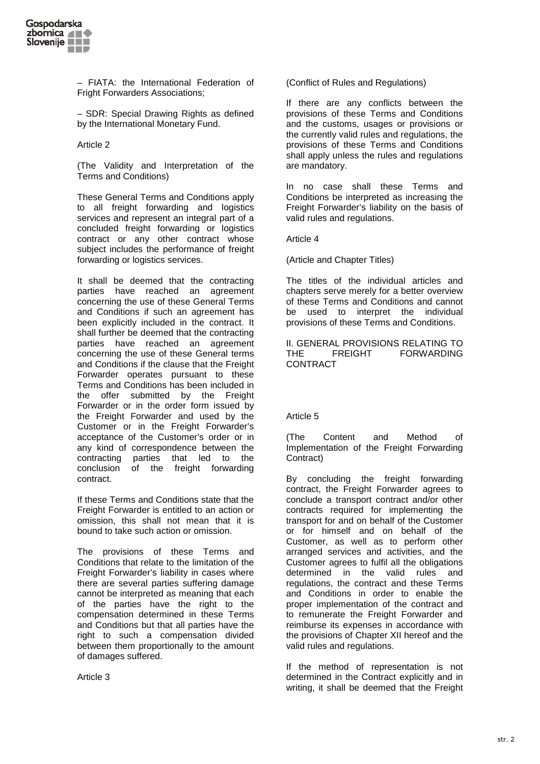– FIATA: the International Federation of Fright Forwarders Associations;

– SDR: Special Drawing Rights as defined by the International Monetary Fund.

Article 2

(The Validity and Interpretation of the Terms and Conditions)

These General Terms and Conditions apply to all freight forwarding and logistics services and represent an integral part of a concluded freight forwarding or logistics contract or any other contract whose subject includes the performance of freight forwarding or logistics services.

It shall be deemed that the contracting parties have reached an agreement concerning the use of these General Terms and Conditions if such an agreement has been explicitly included in the contract. It shall further be deemed that the contracting parties have reached an agreement concerning the use of these General terms and Conditions if the clause that the Freight Forwarder operates pursuant to these Terms and Conditions has been included in the offer submitted by the Freight Forwarder or in the order form issued by the Freight Forwarder and used by the Customer or in the Freight Forwarder's acceptance of the Customer's order or in any kind of correspondence between the contracting parties that led to the conclusion of the freight forwarding contract.

If these Terms and Conditions state that the Freight Forwarder is entitled to an action or omission, this shall not mean that it is bound to take such action or omission.

The provisions of these Terms and Conditions that relate to the limitation of the Freight Forwarder's liability in cases where there are several parties suffering damage cannot be interpreted as meaning that each of the parties have the right to the compensation determined in these Terms and Conditions but that all parties have the right to such a compensation divided between them proportionally to the amount of damages suffered.

Article 3

(Conflict of Rules and Regulations)

If there are any conflicts between the provisions of these Terms and Conditions and the customs, usages or provisions or the currently valid rules and regulations, the provisions of these Terms and Conditions shall apply unless the rules and regulations are mandatory.

In no case shall these Terms and Conditions be interpreted as increasing the Freight Forwarder's liability on the basis of valid rules and regulations.

Article 4

(Article and Chapter Titles)

The titles of the individual articles and chapters serve merely for a better overview of these Terms and Conditions and cannot be used to interpret the individual provisions of these Terms and Conditions.

## II. GENERAL PROVISIONS RELATING TO THE FREIGHT FORWARDING CONTRACT

Article 5

(The Content and Method of Implementation of the Freight Forwarding Contract)

By concluding the freight forwarding contract, the Freight Forwarder agrees to conclude a transport contract and/or other contracts required for implementing the transport for and on behalf of the Customer or for himself and on behalf of the Customer, as well as to perform other arranged services and activities, and the Customer agrees to fulfil all the obligations determined in the valid rules and regulations, the contract and these Terms and Conditions in order to enable the proper implementation of the contract and to remunerate the Freight Forwarder and reimburse its expenses in accordance with the provisions of Chapter XII hereof and the valid rules and regulations.

If the method of representation is not determined in the Contract explicitly and in writing, it shall be deemed that the Freight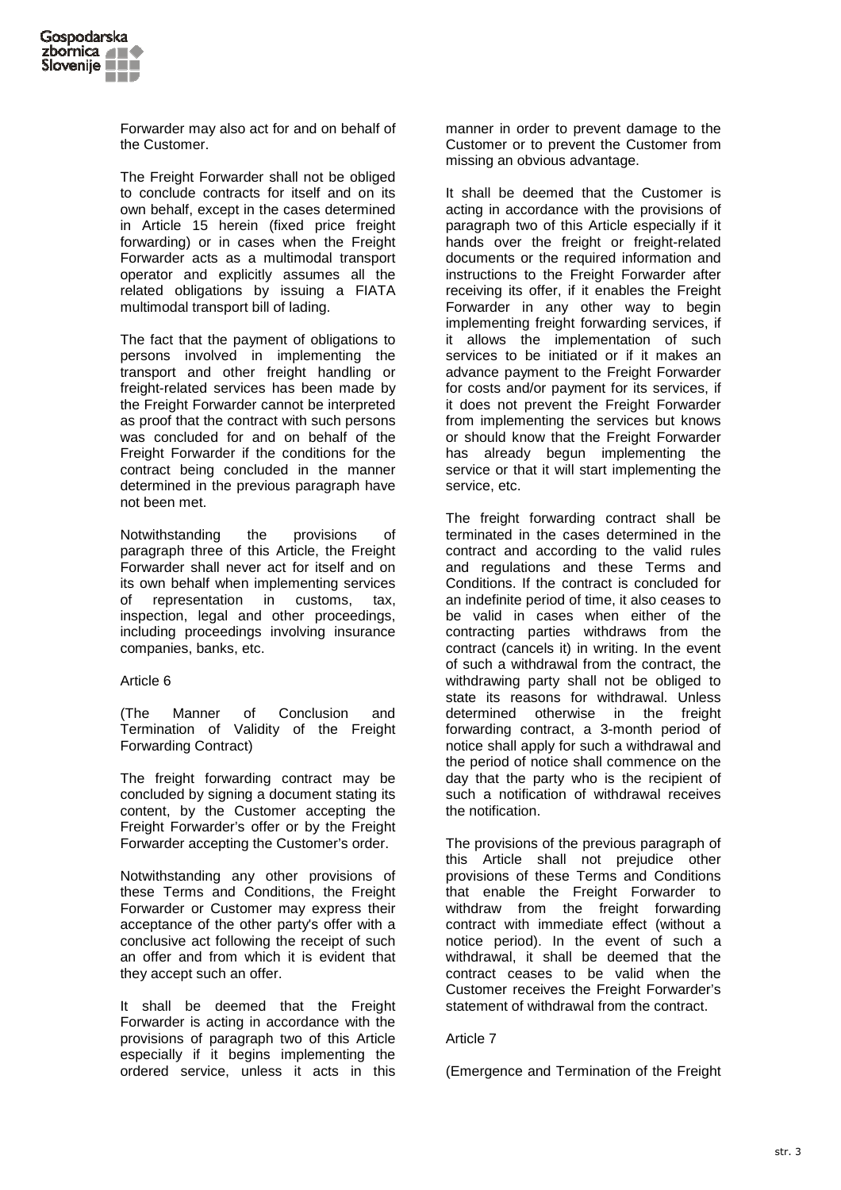Forwarder may also act for and on behalf of the Customer.

The Freight Forwarder shall not be obliged to conclude contracts for itself and on its own behalf, except in the cases determined in Article 15 herein (fixed price freight forwarding) or in cases when the Freight Forwarder acts as a multimodal transport operator and explicitly assumes all the related obligations by issuing a FIATA multimodal transport bill of lading.

The fact that the payment of obligations to persons involved in implementing the transport and other freight handling or freight-related services has been made by the Freight Forwarder cannot be interpreted as proof that the contract with such persons was concluded for and on behalf of the Freight Forwarder if the conditions for the contract being concluded in the manner determined in the previous paragraph have not been met.

Notwithstanding the provisions of paragraph three of this Article, the Freight Forwarder shall never act for itself and on its own behalf when implementing services of representation in customs, tax, inspection, legal and other proceedings, including proceedings involving insurance companies, banks, etc.

Article 6

(The Manner of Conclusion and Termination of Validity of the Freight Forwarding Contract)

The freight forwarding contract may be concluded by signing a document stating its content, by the Customer accepting the Freight Forwarder's offer or by the Freight Forwarder accepting the Customer's order.

Notwithstanding any other provisions of these Terms and Conditions, the Freight Forwarder or Customer may express their acceptance of the other party's offer with a conclusive act following the receipt of such an offer and from which it is evident that they accept such an offer.

It shall be deemed that the Freight Forwarder is acting in accordance with the provisions of paragraph two of this Article especially if it begins implementing the ordered service, unless it acts in this manner in order to prevent damage to the Customer or to prevent the Customer from missing an obvious advantage.

It shall be deemed that the Customer is acting in accordance with the provisions of paragraph two of this Article especially if it hands over the freight or freight-related documents or the required information and instructions to the Freight Forwarder after receiving its offer, if it enables the Freight Forwarder in any other way to begin implementing freight forwarding services, if it allows the implementation of such services to be initiated or if it makes an advance payment to the Freight Forwarder for costs and/or payment for its services, if it does not prevent the Freight Forwarder from implementing the services but knows or should know that the Freight Forwarder has already begun implementing the service or that it will start implementing the service, etc.

The freight forwarding contract shall be terminated in the cases determined in the contract and according to the valid rules and regulations and these Terms and Conditions. If the contract is concluded for an indefinite period of time, it also ceases to be valid in cases when either of the contracting parties withdraws from the contract (cancels it) in writing. In the event of such a withdrawal from the contract, the withdrawing party shall not be obliged to state its reasons for withdrawal. Unless determined otherwise in the freight forwarding contract, a 3-month period of notice shall apply for such a withdrawal and the period of notice shall commence on the day that the party who is the recipient of such a notification of withdrawal receives the notification.

The provisions of the previous paragraph of this Article shall not prejudice other provisions of these Terms and Conditions that enable the Freight Forwarder to withdraw from the freight forwarding contract with immediate effect (without a notice period). In the event of such a withdrawal, it shall be deemed that the contract ceases to be valid when the Customer receives the Freight Forwarder's statement of withdrawal from the contract.

Article 7

(Emergence and Termination of the Freight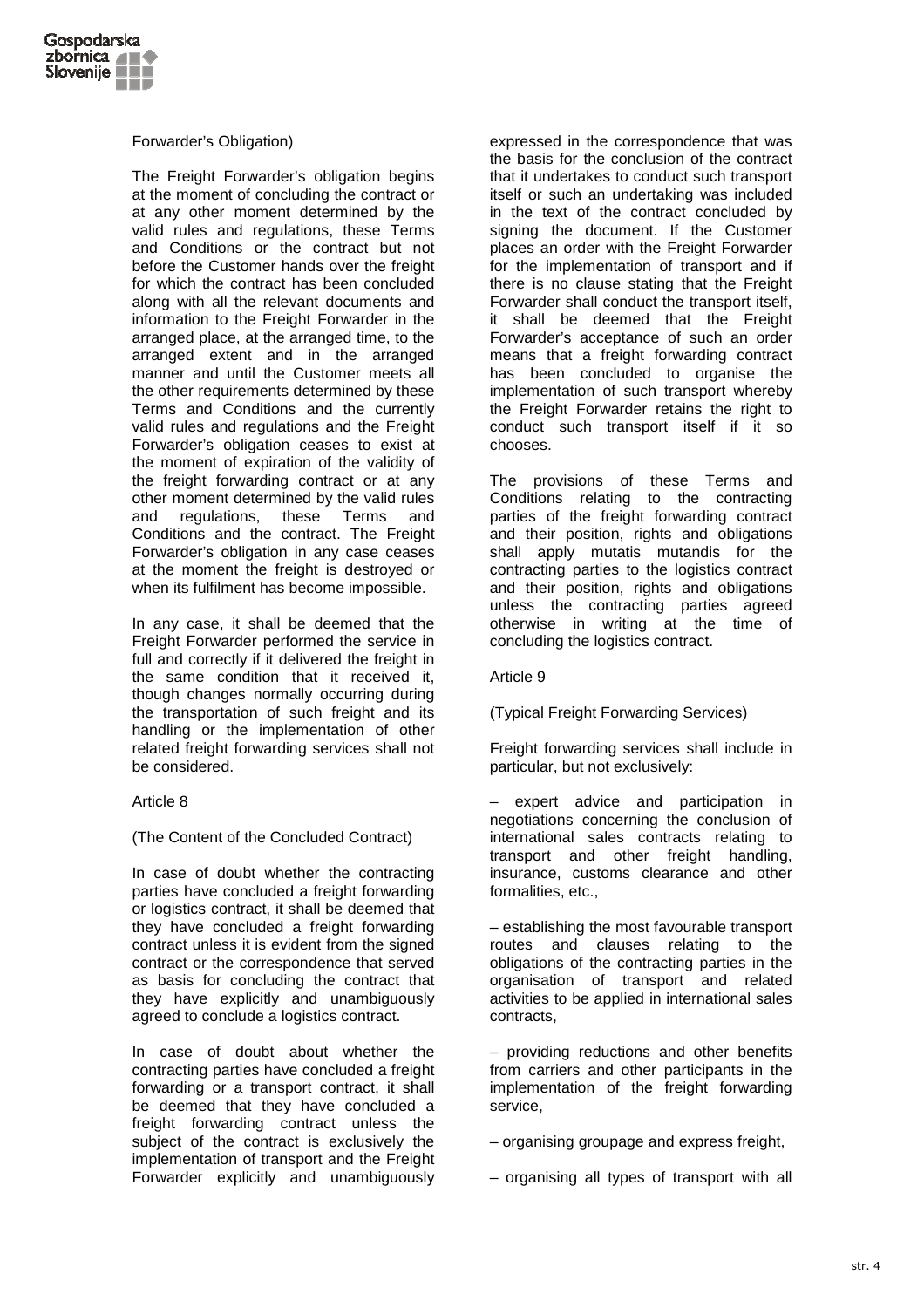Forwarder's Obligation)

The Freight Forwarder's obligation begins at the moment of concluding the contract or at any other moment determined by the valid rules and regulations, these Terms and Conditions or the contract but not before the Customer hands over the freight for which the contract has been concluded along with all the relevant documents and information to the Freight Forwarder in the arranged place, at the arranged time, to the arranged extent and in the arranged manner and until the Customer meets all the other requirements determined by these Terms and Conditions and the currently valid rules and regulations and the Freight Forwarder's obligation ceases to exist at the moment of expiration of the validity of the freight forwarding contract or at any other moment determined by the valid rules and regulations, these Terms and Conditions and the contract. The Freight Forwarder's obligation in any case ceases at the moment the freight is destroyed or when its fulfilment has become impossible.

In any case, it shall be deemed that the Freight Forwarder performed the service in full and correctly if it delivered the freight in the same condition that it received it, though changes normally occurring during the transportation of such freight and its handling or the implementation of other related freight forwarding services shall not be considered.

Article 8

(The Content of the Concluded Contract)

In case of doubt whether the contracting parties have concluded a freight forwarding or logistics contract, it shall be deemed that they have concluded a freight forwarding contract unless it is evident from the signed contract or the correspondence that served as basis for concluding the contract that they have explicitly and unambiguously agreed to conclude a logistics contract.

In case of doubt about whether the contracting parties have concluded a freight forwarding or a transport contract, it shall be deemed that they have concluded a freight forwarding contract unless the subject of the contract is exclusively the implementation of transport and the Freight Forwarder explicitly and unambiguously expressed in the correspondence that was the basis for the conclusion of the contract that it undertakes to conduct such transport itself or such an undertaking was included in the text of the contract concluded by signing the document. If the Customer places an order with the Freight Forwarder for the implementation of transport and if there is no clause stating that the Freight Forwarder shall conduct the transport itself, it shall be deemed that the Freight Forwarder's acceptance of such an order means that a freight forwarding contract has been concluded to organise the implementation of such transport whereby the Freight Forwarder retains the right to conduct such transport itself if it so chooses.

The provisions of these Terms and Conditions relating to the contracting parties of the freight forwarding contract and their position, rights and obligations shall apply mutatis mutandis for the contracting parties to the logistics contract and their position, rights and obligations unless the contracting parties agreed otherwise in writing at the time of concluding the logistics contract.

Article 9

(Typical Freight Forwarding Services)

Freight forwarding services shall include in particular, but not exclusively:

– expert advice and participation in negotiations concerning the conclusion of international sales contracts relating to transport and other freight handling, insurance, customs clearance and other formalities, etc.,

– establishing the most favourable transport routes and clauses relating to the obligations of the contracting parties in the organisation of transport and related activities to be applied in international sales contracts,

– providing reductions and other benefits from carriers and other participants in the implementation of the freight forwarding service,

– organising groupage and express freight,

– organising all types of transport with all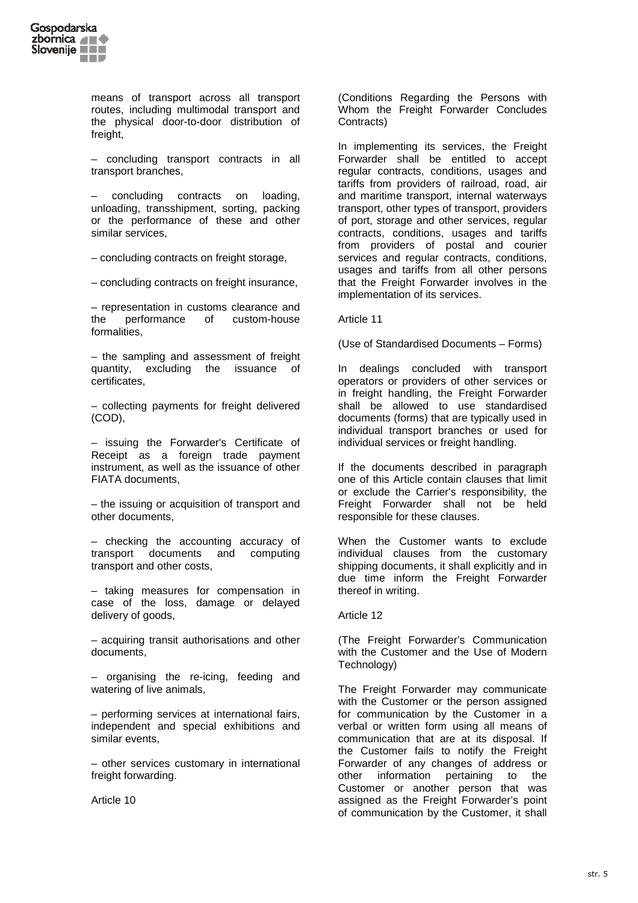means of transport across all transport routes, including multimodal transport and the physical door-to-door distribution of freight,

– concluding transport contracts in all transport branches,

– concluding contracts on loading, unloading, transshipment, sorting, packing or the performance of these and other similar services,

– concluding contracts on freight storage,

– concluding contracts on freight insurance,

– representation in customs clearance and the performance of custom-house formalities,

– the sampling and assessment of freight quantity, excluding the issuance of certificates,

– collecting payments for freight delivered (COD),

– issuing the Forwarder's Certificate of Receipt as a foreign trade payment instrument, as well as the issuance of other FIATA documents,

– the issuing or acquisition of transport and other documents,

– checking the accounting accuracy of transport documents and computing transport and other costs,

– taking measures for compensation in case of the loss, damage or delayed delivery of goods,

– acquiring transit authorisations and other documents,

– organising the re-icing, feeding and watering of live animals,

– performing services at international fairs, independent and special exhibitions and similar events,

– other services customary in international freight forwarding.

Article 10

(Conditions Regarding the Persons with Whom the Freight Forwarder Concludes Contracts)

In implementing its services, the Freight Forwarder shall be entitled to accept regular contracts, conditions, usages and tariffs from providers of railroad, road, air and maritime transport, internal waterways transport, other types of transport, providers of port, storage and other services, regular contracts, conditions, usages and tariffs from providers of postal and courier services and regular contracts, conditions, usages and tariffs from all other persons that the Freight Forwarder involves in the implementation of its services.

Article 11

(Use of Standardised Documents – Forms)

In dealings concluded with transport operators or providers of other services or in freight handling, the Freight Forwarder shall be allowed to use standardised documents (forms) that are typically used in individual transport branches or used for individual services or freight handling.

If the documents described in paragraph one of this Article contain clauses that limit or exclude the Carrier's responsibility, the Freight Forwarder shall not be held responsible for these clauses.

When the Customer wants to exclude individual clauses from the customary shipping documents, it shall explicitly and in due time inform the Freight Forwarder thereof in writing.

Article 12

(The Freight Forwarder's Communication with the Customer and the Use of Modern Technology)

The Freight Forwarder may communicate with the Customer or the person assigned for communication by the Customer in a verbal or written form using all means of communication that are at its disposal. If the Customer fails to notify the Freight Forwarder of any changes of address or other information pertaining to the Customer or another person that was assigned as the Freight Forwarder's point of communication by the Customer, it shall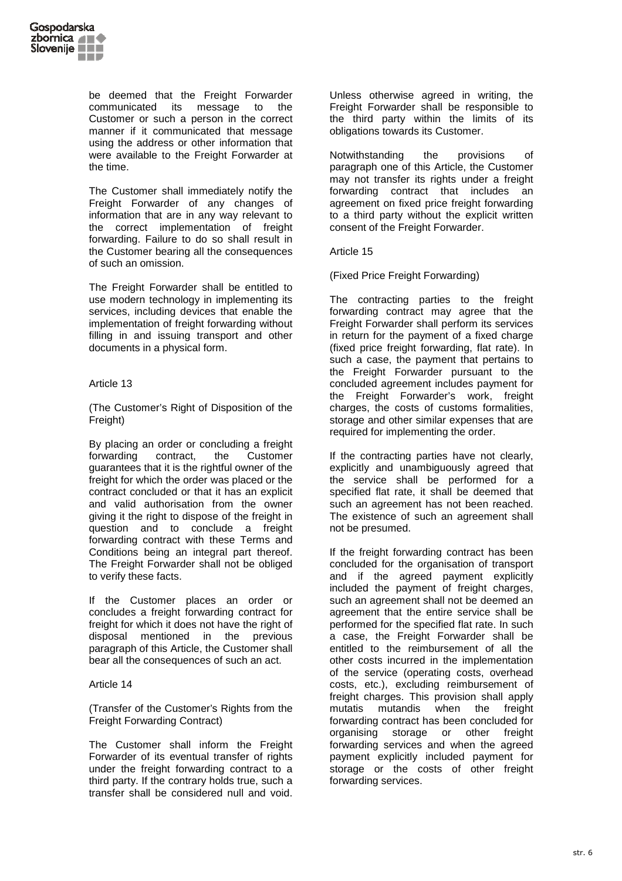be deemed that the Freight Forwarder communicated its message to the Customer or such a person in the correct manner if it communicated that message using the address or other information that were available to the Freight Forwarder at the time.

The Customer shall immediately notify the Freight Forwarder of any changes of information that are in any way relevant to the correct implementation of freight forwarding. Failure to do so shall result in the Customer bearing all the consequences of such an omission.

The Freight Forwarder shall be entitled to use modern technology in implementing its services, including devices that enable the implementation of freight forwarding without filling in and issuing transport and other documents in a physical form.

Article 13

(The Customer's Right of Disposition of the Freight)

By placing an order or concluding a freight forwarding contract, the Customer guarantees that it is the rightful owner of the freight for which the order was placed or the contract concluded or that it has an explicit and valid authorisation from the owner giving it the right to dispose of the freight in question and to conclude a freight forwarding contract with these Terms and Conditions being an integral part thereof. The Freight Forwarder shall not be obliged to verify these facts.

If the Customer places an order or concludes a freight forwarding contract for freight for which it does not have the right of disposal mentioned in the previous paragraph of this Article, the Customer shall bear all the consequences of such an act.

Article 14

(Transfer of the Customer's Rights from the Freight Forwarding Contract)

The Customer shall inform the Freight Forwarder of its eventual transfer of rights under the freight forwarding contract to a third party. If the contrary holds true, such a transfer shall be considered null and void.

Unless otherwise agreed in writing, the Freight Forwarder shall be responsible to the third party within the limits of its obligations towards its Customer.

Notwithstanding the provisions of paragraph one of this Article, the Customer may not transfer its rights under a freight forwarding contract that includes an agreement on fixed price freight forwarding to a third party without the explicit written consent of the Freight Forwarder.

Article 15

(Fixed Price Freight Forwarding)

The contracting parties to the freight forwarding contract may agree that the Freight Forwarder shall perform its services in return for the payment of a fixed charge (fixed price freight forwarding, flat rate). In such a case, the payment that pertains to the Freight Forwarder pursuant to the concluded agreement includes payment for the Freight Forwarder's work, freight charges, the costs of customs formalities, storage and other similar expenses that are required for implementing the order.

If the contracting parties have not clearly, explicitly and unambiguously agreed that the service shall be performed for a specified flat rate, it shall be deemed that such an agreement has not been reached. The existence of such an agreement shall not be presumed.

If the freight forwarding contract has been concluded for the organisation of transport and if the agreed payment explicitly included the payment of freight charges, such an agreement shall not be deemed an agreement that the entire service shall be performed for the specified flat rate. In such a case, the Freight Forwarder shall be entitled to the reimbursement of all the other costs incurred in the implementation of the service (operating costs, overhead costs, etc.), excluding reimbursement of freight charges. This provision shall apply mutatis mutandis when the freight forwarding contract has been concluded for organising storage or other freight forwarding services and when the agreed payment explicitly included payment for storage or the costs of other freight forwarding services.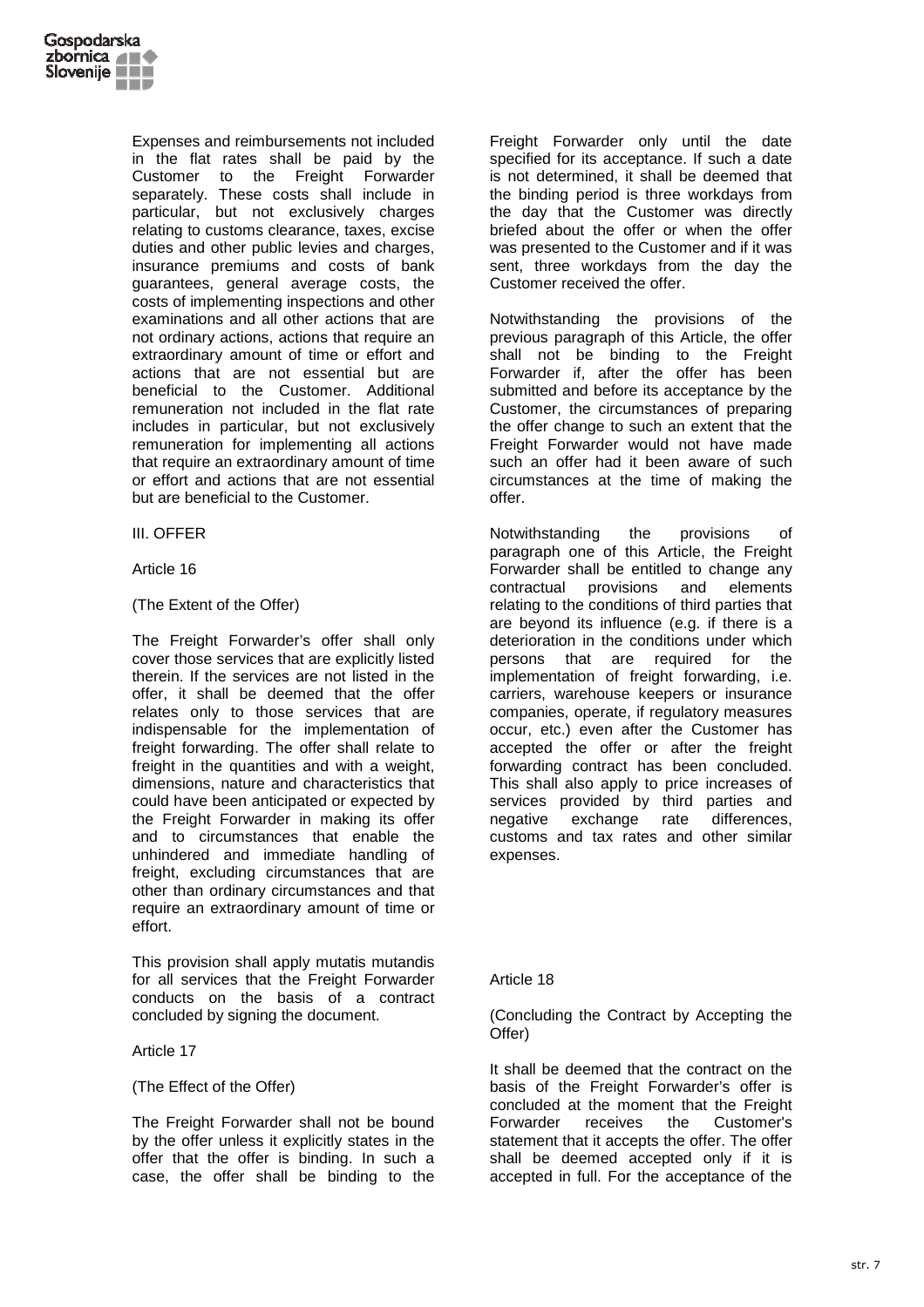Expenses and reimbursements not included in the flat rates shall be paid by the Customer to the Freight Forwarder separately. These costs shall include in particular, but not exclusively charges relating to customs clearance, taxes, excise duties and other public levies and charges, insurance premiums and costs of bank guarantees, general average costs, the costs of implementing inspections and other examinations and all other actions that are not ordinary actions, actions that require an extraordinary amount of time or effort and actions that are not essential but are beneficial to the Customer. Additional remuneration not included in the flat rate includes in particular, but not exclusively remuneration for implementing all actions that require an extraordinary amount of time or effort and actions that are not essential but are beneficial to the Customer.

## III. OFFER

### Article 16

### (The Extent of the Offer)

The Freight Forwarder's offer shall only cover those services that are explicitly listed therein. If the services are not listed in the offer, it shall be deemed that the offer relates only to those services that are indispensable for the implementation of freight forwarding. The offer shall relate to freight in the quantities and with a weight, dimensions, nature and characteristics that could have been anticipated or expected by the Freight Forwarder in making its offer and to circumstances that enable the unhindered and immediate handling of freight, excluding circumstances that are other than ordinary circumstances and that require an extraordinary amount of time or effort.

This provision shall apply mutatis mutandis for all services that the Freight Forwarder conducts on the basis of a contract concluded by signing the document.

### Article 17

### (The Effect of the Offer)

The Freight Forwarder shall not be bound by the offer unless it explicitly states in the offer that the offer is binding. In such a case, the offer shall be binding to the Freight Forwarder only until the date specified for its acceptance. If such a date is not determined, it shall be deemed that the binding period is three workdays from the day that the Customer was directly briefed about the offer or when the offer was presented to the Customer and if it was sent, three workdays from the day the Customer received the offer.

Notwithstanding the provisions of the previous paragraph of this Article, the offer shall not be binding to the Freight Forwarder if, after the offer has been submitted and before its acceptance by the Customer, the circumstances of preparing the offer change to such an extent that the Freight Forwarder would not have made such an offer had it been aware of such circumstances at the time of making the offer.

Notwithstanding the provisions of paragraph one of this Article, the Freight Forwarder shall be entitled to change any contractual provisions and elements relating to the conditions of third parties that are beyond its influence (e.g. if there is a deterioration in the conditions under which persons that are required for the implementation of freight forwarding, i.e. carriers, warehouse keepers or insurance companies, operate, if regulatory measures occur, etc.) even after the Customer has accepted the offer or after the freight forwarding contract has been concluded. This shall also apply to price increases of services provided by third parties and negative exchange rate differences, customs and tax rates and other similar expenses.

### Article 18

### (Concluding the Contract by Accepting the Offer)

It shall be deemed that the contract on the basis of the Freight Forwarder's offer is concluded at the moment that the Freight Forwarder receives the Customer's statement that it accepts the offer. The offer shall be deemed accepted only if it is accepted in full. For the acceptance of the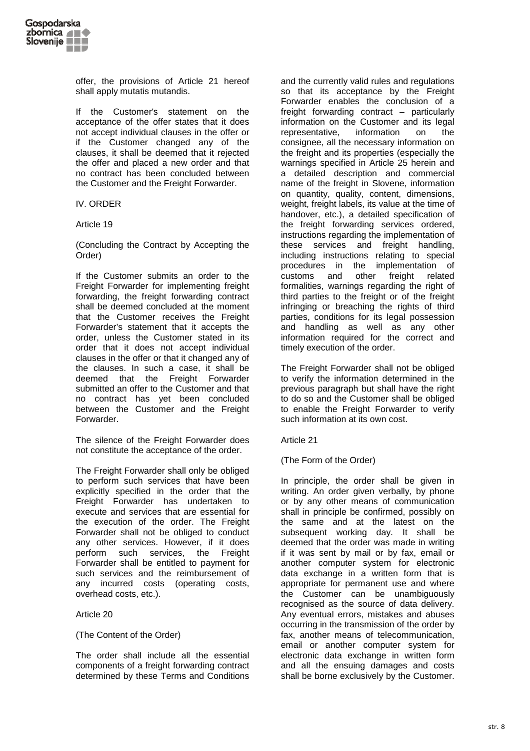offer, the provisions of Article 21 hereof shall apply mutatis mutandis.

If the Customer's statement on the acceptance of the offer states that it does not accept individual clauses in the offer or if the Customer changed any of the clauses, it shall be deemed that it rejected the offer and placed a new order and that no contract has been concluded between the Customer and the Freight Forwarder.

## IV. ORDER

### Article 19

(Concluding the Contract by Accepting the Order)

If the Customer submits an order to the Freight Forwarder for implementing freight forwarding, the freight forwarding contract shall be deemed concluded at the moment that the Customer receives the Freight Forwarder's statement that it accepts the order, unless the Customer stated in its order that it does not accept individual clauses in the offer or that it changed any of the clauses. In such a case, it shall be deemed that the Freight Forwarder submitted an offer to the Customer and that no contract has yet been concluded between the Customer and the Freight Forwarder.

The silence of the Freight Forwarder does not constitute the acceptance of the order.

The Freight Forwarder shall only be obliged to perform such services that have been explicitly specified in the order that the Freight Forwarder has undertaken to execute and services that are essential for the execution of the order. The Freight Forwarder shall not be obliged to conduct any other services. However, if it does perform such services, the Freight Forwarder shall be entitled to payment for such services and the reimbursement of any incurred costs (operating costs, overhead costs, etc.).

### Article 20

(The Content of the Order)

The order shall include all the essential components of a freight forwarding contract determined by these Terms and Conditions and the currently valid rules and regulations so that its acceptance by the Freight Forwarder enables the conclusion of a freight forwarding contract – particularly information on the Customer and its legal representative, information on the consignee, all the necessary information on the freight and its properties (especially the warnings specified in Article 25 herein and a detailed description and commercial name of the freight in Slovene, information on quantity, quality, content, dimensions, weight, freight labels, its value at the time of handover, etc.), a detailed specification of the freight forwarding services ordered, instructions regarding the implementation of these services and freight handling, including instructions relating to special procedures in the implementation of customs and other freight related formalities, warnings regarding the right of third parties to the freight or of the freight infringing or breaching the rights of third parties, conditions for its legal possession and handling as well as any other information required for the correct and timely execution of the order.

The Freight Forwarder shall not be obliged to verify the information determined in the previous paragraph but shall have the right to do so and the Customer shall be obliged to enable the Freight Forwarder to verify such information at its own cost.

### Article 21

(The Form of the Order)

In principle, the order shall be given in writing. An order given verbally, by phone or by any other means of communication shall in principle be confirmed, possibly on the same and at the latest on the subsequent working day. It shall be deemed that the order was made in writing if it was sent by mail or by fax, email or another computer system for electronic data exchange in a written form that is appropriate for permanent use and where the Customer can be unambiguously recognised as the source of data delivery. Any eventual errors, mistakes and abuses occurring in the transmission of the order by fax, another means of telecommunication, email or another computer system for electronic data exchange in written form and all the ensuing damages and costs shall be borne exclusively by the Customer.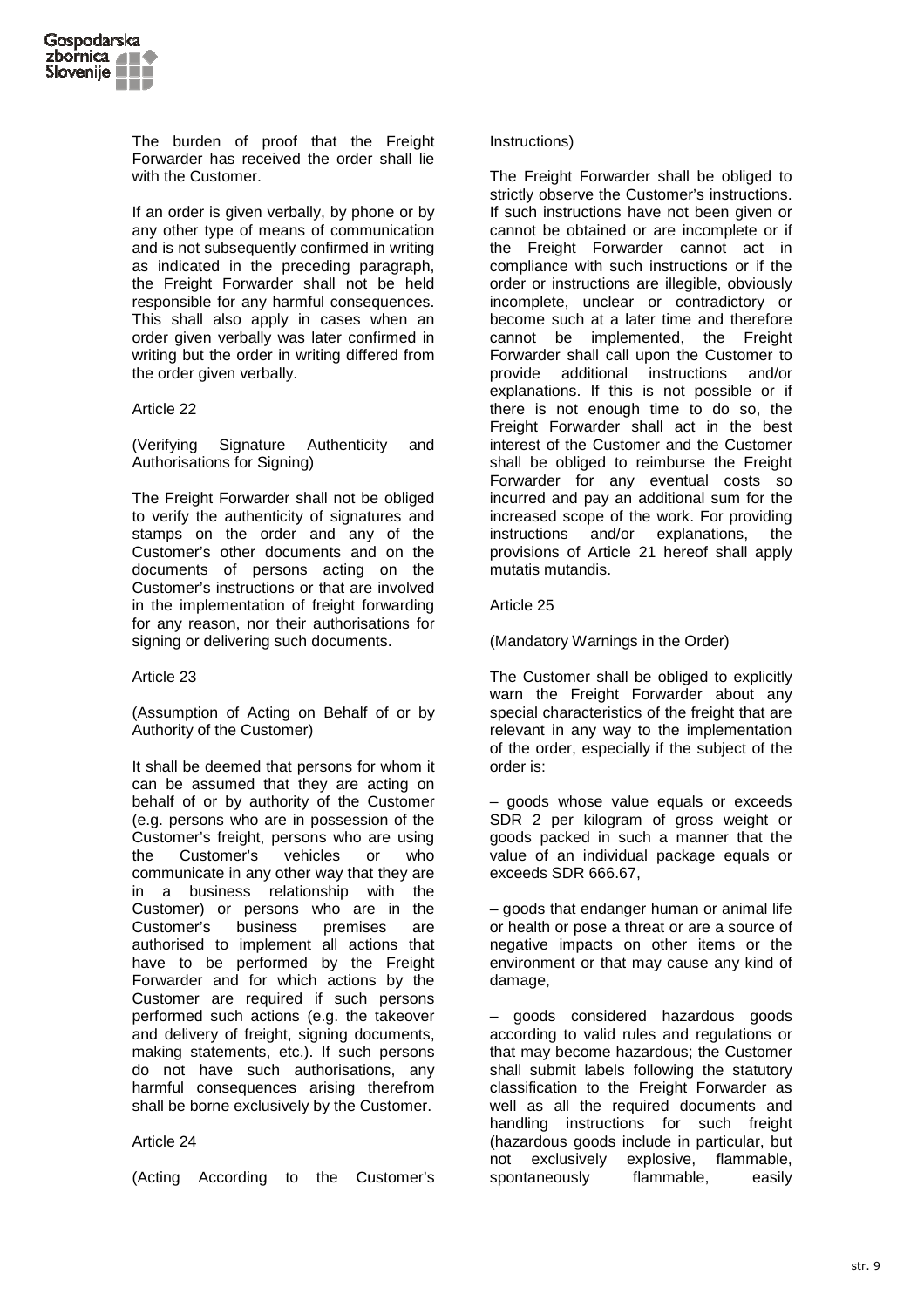The burden of proof that the Freight Forwarder has received the order shall lie with the Customer.

If an order is given verbally, by phone or by any other type of means of communication and is not subsequently confirmed in writing as indicated in the preceding paragraph, the Freight Forwarder shall not be held responsible for any harmful consequences. This shall also apply in cases when an order given verbally was later confirmed in writing but the order in writing differed from the order given verbally.

Article 22

(Verifying Signature Authenticity and Authorisations for Signing)

The Freight Forwarder shall not be obliged to verify the authenticity of signatures and stamps on the order and any of the Customer's other documents and on the documents of persons acting on the Customer's instructions or that are involved in the implementation of freight forwarding for any reason, nor their authorisations for signing or delivering such documents.

Article 23

(Assumption of Acting on Behalf of or by Authority of the Customer)

It shall be deemed that persons for whom it can be assumed that they are acting on behalf of or by authority of the Customer (e.g. persons who are in possession of the Customer's freight, persons who are using the Customer's vehicles or who communicate in any other way that they are in a business relationship with the Customer) or persons who are in the Customer's business premises are authorised to implement all actions that have to be performed by the Freight Forwarder and for which actions by the Customer are required if such persons performed such actions (e.g. the takeover and delivery of freight, signing documents, making statements, etc.). If such persons do not have such authorisations, any harmful consequences arising therefrom shall be borne exclusively by the Customer.

Article 24

(Acting According to the Customer's Instructions)

The Freight Forwarder shall be obliged to strictly observe the Customer's instructions. If such instructions have not been given or cannot be obtained or are incomplete or if the Freight Forwarder cannot act in compliance with such instructions or if the order or instructions are illegible, obviously incomplete, unclear or contradictory or become such at a later time and therefore cannot be implemented, the Freight Forwarder shall call upon the Customer to provide additional instructions and/or explanations. If this is not possible or if there is not enough time to do so, the Freight Forwarder shall act in the best interest of the Customer and the Customer shall be obliged to reimburse the Freight Forwarder for any eventual costs so incurred and pay an additional sum for the increased scope of the work. For providing instructions and/or explanations, the provisions of Article 21 hereof shall apply mutatis mutandis.

Article 25

(Mandatory Warnings in the Order)

The Customer shall be obliged to explicitly warn the Freight Forwarder about any special characteristics of the freight that are relevant in any way to the implementation of the order, especially if the subject of the order is:

– goods whose value equals or exceeds SDR 2 per kilogram of gross weight or goods packed in such a manner that the value of an individual package equals or exceeds SDR 666.67,

– goods that endanger human or animal life or health or pose a threat or are a source of negative impacts on other items or the environment or that may cause any kind of damage,

– goods considered hazardous goods according to valid rules and regulations or that may become hazardous; the Customer shall submit labels following the statutory classification to the Freight Forwarder as well as all the required documents and handling instructions for such freight (hazardous goods include in particular, but not exclusively explosive, flammable, spontaneously flammable, easily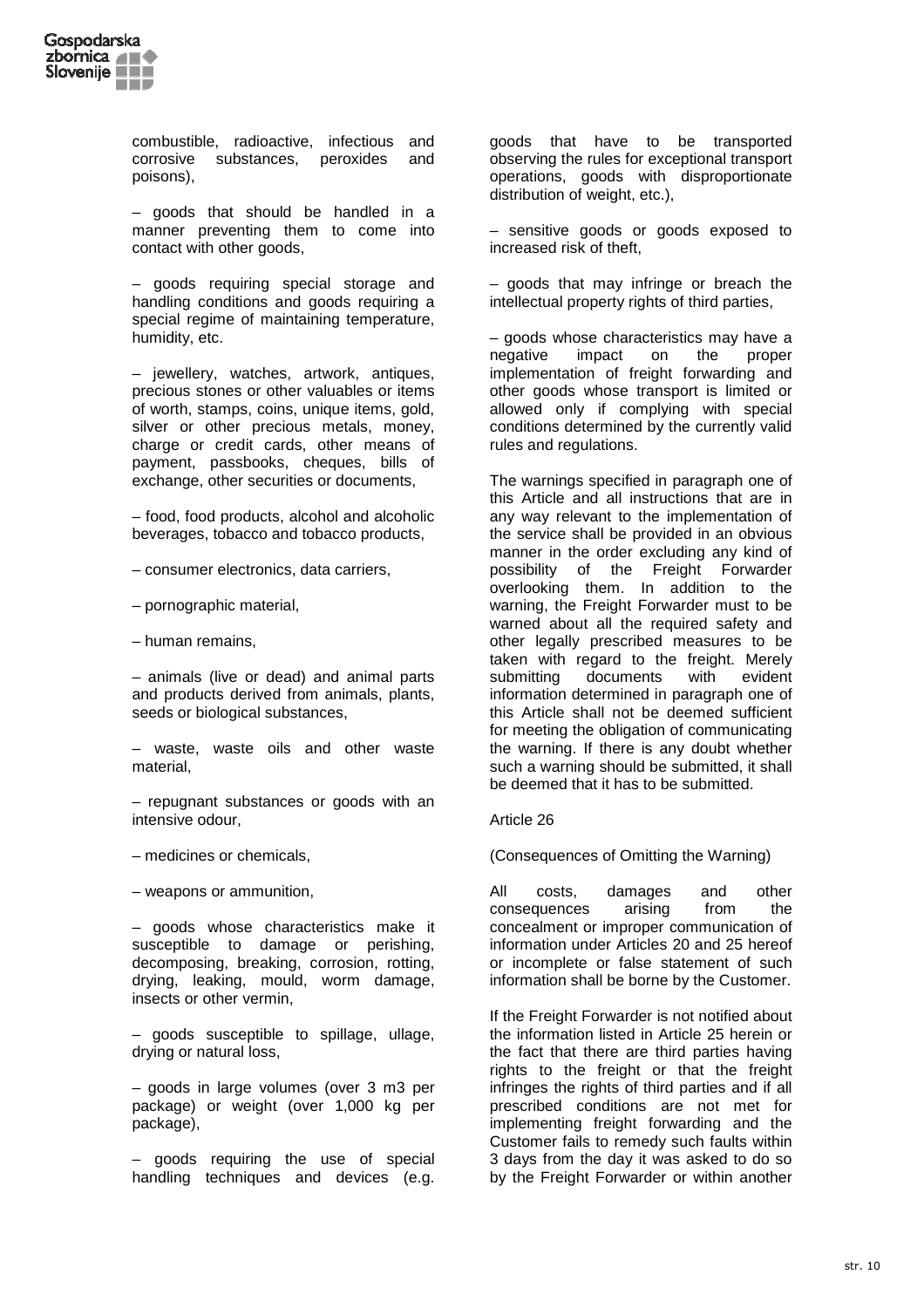combustible, radioactive, infectious and corrosive substances, peroxides and poisons),

– goods that should be handled in a manner preventing them to come into contact with other goods,

– goods requiring special storage and handling conditions and goods requiring a special regime of maintaining temperature, humidity, etc.

– jewellery, watches, artwork, antiques, precious stones or other valuables or items of worth, stamps, coins, unique items, gold, silver or other precious metals, money, charge or credit cards, other means of payment, passbooks, cheques, bills of exchange, other securities or documents,

– food, food products, alcohol and alcoholic beverages, tobacco and tobacco products,

– consumer electronics, data carriers,

– pornographic material,

– human remains,

– animals (live or dead) and animal parts and products derived from animals, plants, seeds or biological substances,

– waste, waste oils and other waste material,

– repugnant substances or goods with an intensive odour,

– medicines or chemicals,

– weapons or ammunition,

– goods whose characteristics make it susceptible to damage or perishing, decomposing, breaking, corrosion, rotting, drying, leaking, mould, worm damage, insects or other vermin,

– goods susceptible to spillage, ullage, drying or natural loss,

– goods in large volumes (over 3 m3 per package) or weight (over 1,000 kg per package),

– goods requiring the use of special handling techniques and devices (e.g. goods that have to be transported observing the rules for exceptional transport operations, goods with disproportionate distribution of weight, etc.),

– sensitive goods or goods exposed to increased risk of theft,

– goods that may infringe or breach the intellectual property rights of third parties,

– goods whose characteristics may have a negative impact on the proper implementation of freight forwarding and other goods whose transport is limited or allowed only if complying with special conditions determined by the currently valid rules and regulations.

The warnings specified in paragraph one of this Article and all instructions that are in any way relevant to the implementation of the service shall be provided in an obvious manner in the order excluding any kind of possibility of the Freight Forwarder overlooking them. In addition to the warning, the Freight Forwarder must to be warned about all the required safety and other legally prescribed measures to be taken with regard to the freight. Merely submitting documents with evident information determined in paragraph one of this Article shall not be deemed sufficient for meeting the obligation of communicating the warning. If there is any doubt whether such a warning should be submitted, it shall be deemed that it has to be submitted.

Article 26

(Consequences of Omitting the Warning)

All costs, damages and other consequences arising from the concealment or improper communication of information under Articles 20 and 25 hereof or incomplete or false statement of such information shall be borne by the Customer.

If the Freight Forwarder is not notified about the information listed in Article 25 herein or the fact that there are third parties having rights to the freight or that the freight infringes the rights of third parties and if all prescribed conditions are not met for implementing freight forwarding and the Customer fails to remedy such faults within 3 days from the day it was asked to do so by the Freight Forwarder or within another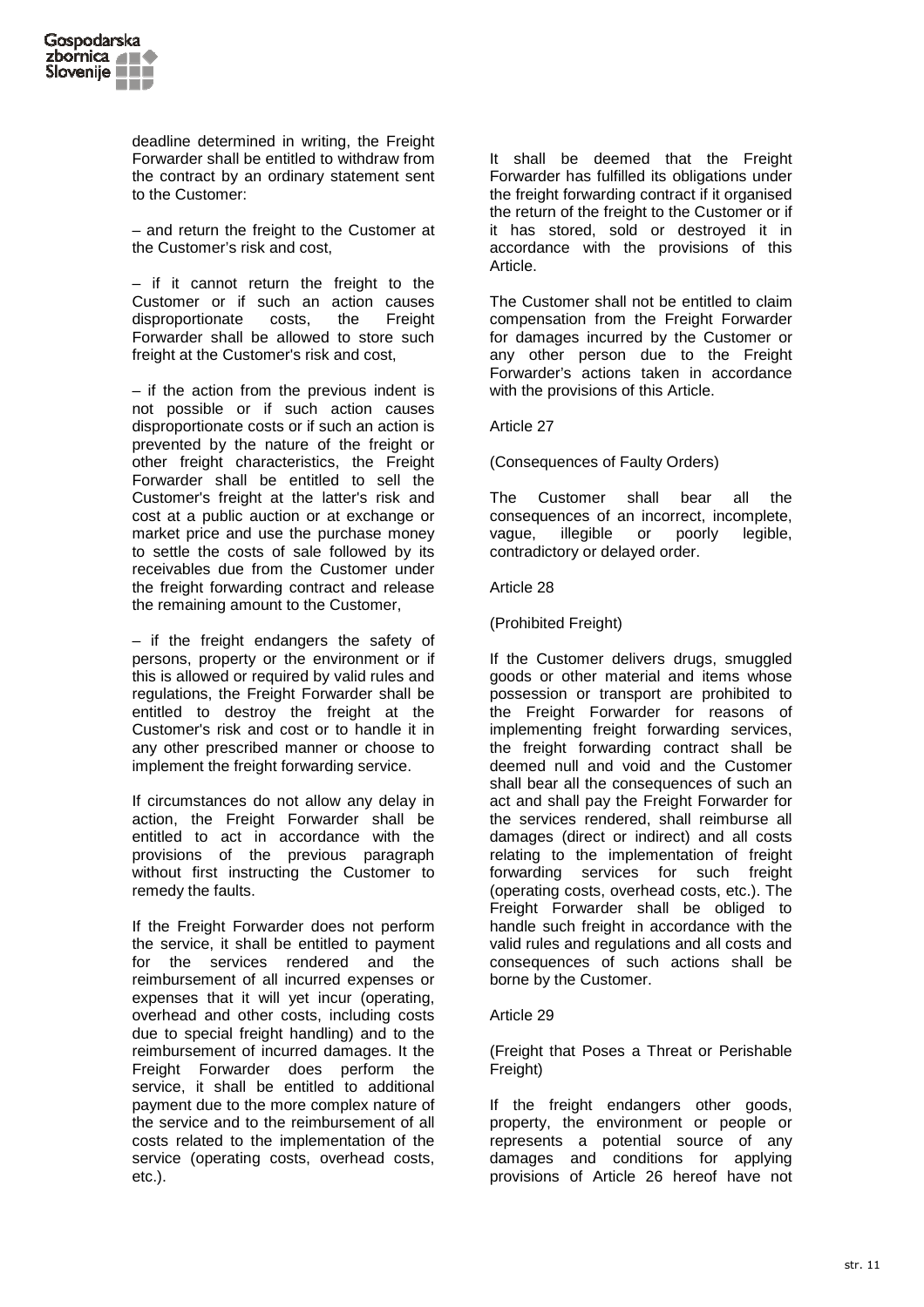deadline determined in writing, the Freight Forwarder shall be entitled to withdraw from the contract by an ordinary statement sent to the Customer:

– and return the freight to the Customer at the Customer's risk and cost,

– if it cannot return the freight to the Customer or if such an action causes disproportionate costs, the Freight Forwarder shall be allowed to store such freight at the Customer's risk and cost,

– if the action from the previous indent is not possible or if such action causes disproportionate costs or if such an action is prevented by the nature of the freight or other freight characteristics, the Freight Forwarder shall be entitled to sell the Customer's freight at the latter's risk and cost at a public auction or at exchange or market price and use the purchase money to settle the costs of sale followed by its receivables due from the Customer under the freight forwarding contract and release the remaining amount to the Customer,

– if the freight endangers the safety of persons, property or the environment or if this is allowed or required by valid rules and regulations, the Freight Forwarder shall be entitled to destroy the freight at the Customer's risk and cost or to handle it in any other prescribed manner or choose to implement the freight forwarding service.

If circumstances do not allow any delay in action, the Freight Forwarder shall be entitled to act in accordance with the provisions of the previous paragraph without first instructing the Customer to remedy the faults.

If the Freight Forwarder does not perform the service, it shall be entitled to payment for the services rendered and the reimbursement of all incurred expenses or expenses that it will yet incur (operating, overhead and other costs, including costs due to special freight handling) and to the reimbursement of incurred damages. It the Freight Forwarder does perform the service, it shall be entitled to additional payment due to the more complex nature of the service and to the reimbursement of all costs related to the implementation of the service (operating costs, overhead costs, etc.).

It shall be deemed that the Freight Forwarder has fulfilled its obligations under the freight forwarding contract if it organised the return of the freight to the Customer or if it has stored, sold or destroyed it in accordance with the provisions of this Article.

The Customer shall not be entitled to claim compensation from the Freight Forwarder for damages incurred by the Customer or any other person due to the Freight Forwarder's actions taken in accordance with the provisions of this Article.

Article 27

(Consequences of Faulty Orders)

The Customer shall bear all the consequences of an incorrect, incomplete, vague, illegible or poorly legible, contradictory or delayed order.

Article 28

(Prohibited Freight)

If the Customer delivers drugs, smuggled goods or other material and items whose possession or transport are prohibited to the Freight Forwarder for reasons of implementing freight forwarding services, the freight forwarding contract shall be deemed null and void and the Customer shall bear all the consequences of such an act and shall pay the Freight Forwarder for the services rendered, shall reimburse all damages (direct or indirect) and all costs relating to the implementation of freight forwarding services for such freight (operating costs, overhead costs, etc.). The Freight Forwarder shall be obliged to handle such freight in accordance with the valid rules and regulations and all costs and consequences of such actions shall be borne by the Customer.

Article 29

(Freight that Poses a Threat or Perishable Freight)

If the freight endangers other goods, property, the environment or people or represents a potential source of any damages and conditions for applying provisions of Article 26 hereof have not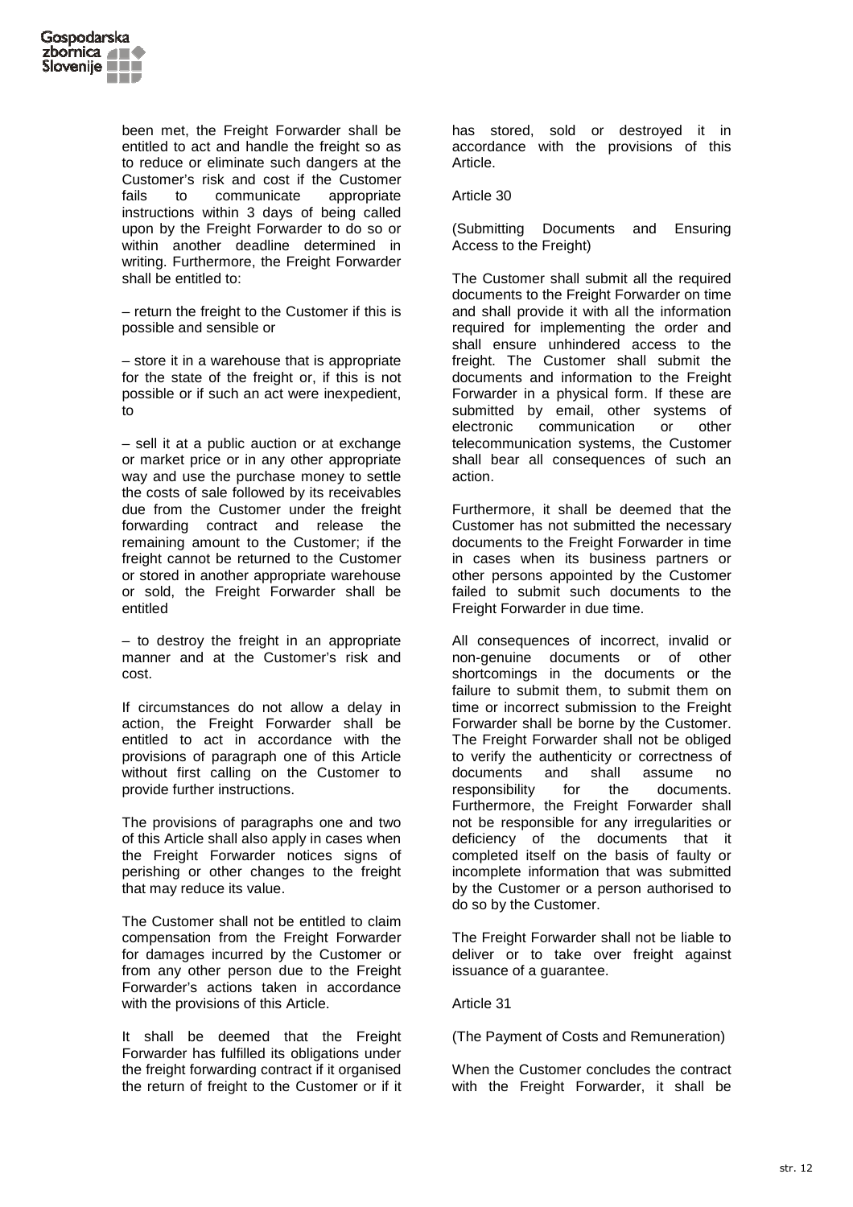been met, the Freight Forwarder shall be entitled to act and handle the freight so as to reduce or eliminate such dangers at the Customer's risk and cost if the Customer fails to communicate appropriate instructions within 3 days of being called upon by the Freight Forwarder to do so or within another deadline determined in writing. Furthermore, the Freight Forwarder shall be entitled to:

– return the freight to the Customer if this is possible and sensible or

– store it in a warehouse that is appropriate for the state of the freight or, if this is not possible or if such an act were inexpedient, to

– sell it at a public auction or at exchange or market price or in any other appropriate way and use the purchase money to settle the costs of sale followed by its receivables due from the Customer under the freight forwarding contract and release the remaining amount to the Customer; if the freight cannot be returned to the Customer or stored in another appropriate warehouse or sold, the Freight Forwarder shall be entitled

– to destroy the freight in an appropriate manner and at the Customer's risk and cost.

If circumstances do not allow a delay in action, the Freight Forwarder shall be entitled to act in accordance with the provisions of paragraph one of this Article without first calling on the Customer to provide further instructions.

The provisions of paragraphs one and two of this Article shall also apply in cases when the Freight Forwarder notices signs of perishing or other changes to the freight that may reduce its value.

The Customer shall not be entitled to claim compensation from the Freight Forwarder for damages incurred by the Customer or from any other person due to the Freight Forwarder's actions taken in accordance with the provisions of this Article.

It shall be deemed that the Freight Forwarder has fulfilled its obligations under the freight forwarding contract if it organised the return of freight to the Customer or if it has stored, sold or destroyed it in accordance with the provisions of this Article.

Article 30

(Submitting Documents and Ensuring Access to the Freight)

The Customer shall submit all the required documents to the Freight Forwarder on time and shall provide it with all the information required for implementing the order and shall ensure unhindered access to the freight. The Customer shall submit the documents and information to the Freight Forwarder in a physical form. If these are submitted by email, other systems of electronic communication or other telecommunication systems, the Customer shall bear all consequences of such an action.

Furthermore, it shall be deemed that the Customer has not submitted the necessary documents to the Freight Forwarder in time in cases when its business partners or other persons appointed by the Customer failed to submit such documents to the Freight Forwarder in due time.

All consequences of incorrect, invalid or non-genuine documents or of other shortcomings in the documents or the failure to submit them, to submit them on time or incorrect submission to the Freight Forwarder shall be borne by the Customer. The Freight Forwarder shall not be obliged to verify the authenticity or correctness of documents and shall assume no responsibility for the documents. Furthermore, the Freight Forwarder shall not be responsible for any irregularities or deficiency of the documents that it completed itself on the basis of faulty or incomplete information that was submitted by the Customer or a person authorised to do so by the Customer.

The Freight Forwarder shall not be liable to deliver or to take over freight against issuance of a guarantee.

Article 31

(The Payment of Costs and Remuneration)

When the Customer concludes the contract with the Freight Forwarder, it shall be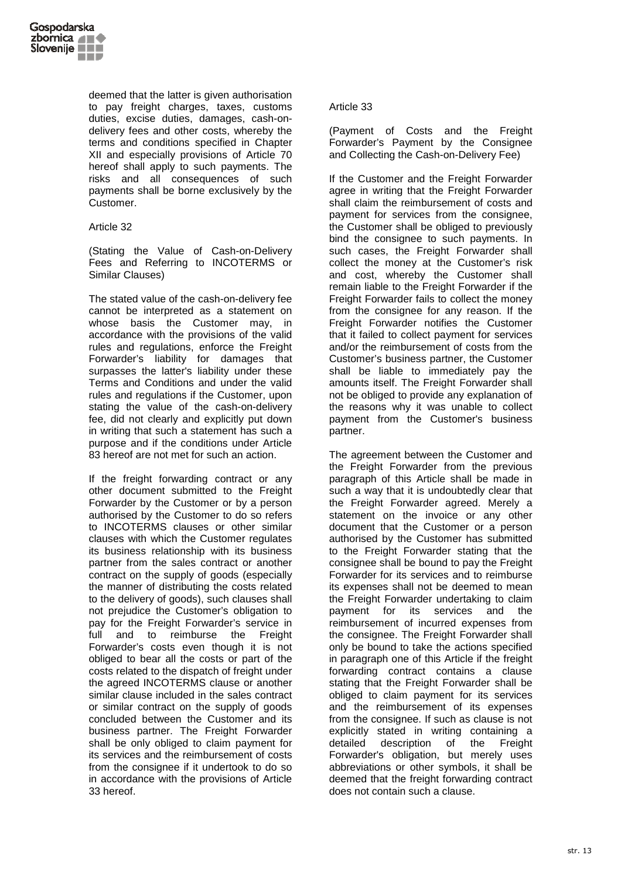deemed that the latter is given authorisation to pay freight charges, taxes, customs duties, excise duties, damages, cash-on-delivery fees and other costs, whereby the terms and conditions specified in Chapter XII and especially provisions of Article 70 hereof shall apply to such payments. The risks and all consequences of such payments shall be borne exclusively by the Customer.

Article 32

(Stating the Value of Cash-on-Delivery Fees and Referring to INCOTERMS or Similar Clauses)

The stated value of the cash-on-delivery fee cannot be interpreted as a statement on whose basis the Customer may, in accordance with the provisions of the valid rules and regulations, enforce the Freight Forwarder's liability for damages that surpasses the latter's liability under these Terms and Conditions and under the valid rules and regulations if the Customer, upon stating the value of the cash-on-delivery fee, did not clearly and explicitly put down in writing that such a statement has such a purpose and if the conditions under Article 83 hereof are not met for such an action.

If the freight forwarding contract or any other document submitted to the Freight Forwarder by the Customer or by a person authorised by the Customer to do so refers to INCOTERMS clauses or other similar clauses with which the Customer regulates its business relationship with its business partner from the sales contract or another contract on the supply of goods (especially the manner of distributing the costs related to the delivery of goods), such clauses shall not prejudice the Customer's obligation to pay for the Freight Forwarder's service in full and to reimburse the Freight Forwarder's costs even though it is not obliged to bear all the costs or part of the costs related to the dispatch of freight under the agreed INCOTERMS clause or another similar clause included in the sales contract or similar contract on the supply of goods concluded between the Customer and its business partner. The Freight Forwarder shall be only obliged to claim payment for its services and the reimbursement of costs from the consignee if it undertook to do so in accordance with the provisions of Article 33 hereof.

Article 33

(Payment of Costs and the Freight Forwarder's Payment by the Consignee and Collecting the Cash-on-Delivery Fee)

If the Customer and the Freight Forwarder agree in writing that the Freight Forwarder shall claim the reimbursement of costs and payment for services from the consignee, the Customer shall be obliged to previously bind the consignee to such payments. In such cases, the Freight Forwarder shall collect the money at the Customer's risk and cost, whereby the Customer shall remain liable to the Freight Forwarder if the Freight Forwarder fails to collect the money from the consignee for any reason. If the Freight Forwarder notifies the Customer that it failed to collect payment for services and/or the reimbursement of costs from the Customer's business partner, the Customer shall be liable to immediately pay the amounts itself. The Freight Forwarder shall not be obliged to provide any explanation of the reasons why it was unable to collect payment from the Customer's business partner.

The agreement between the Customer and the Freight Forwarder from the previous paragraph of this Article shall be made in such a way that it is undoubtedly clear that the Freight Forwarder agreed. Merely a statement on the invoice or any other document that the Customer or a person authorised by the Customer has submitted to the Freight Forwarder stating that the consignee shall be bound to pay the Freight Forwarder for its services and to reimburse its expenses shall not be deemed to mean the Freight Forwarder undertaking to claim payment for its services and the reimbursement of incurred expenses from the consignee. The Freight Forwarder shall only be bound to take the actions specified in paragraph one of this Article if the freight forwarding contract contains a clause stating that the Freight Forwarder shall be obliged to claim payment for its services and the reimbursement of its expenses from the consignee. If such as clause is not explicitly stated in writing containing a detailed description of the Freight Forwarder's obligation, but merely uses abbreviations or other symbols, it shall be deemed that the freight forwarding contract does not contain such a clause.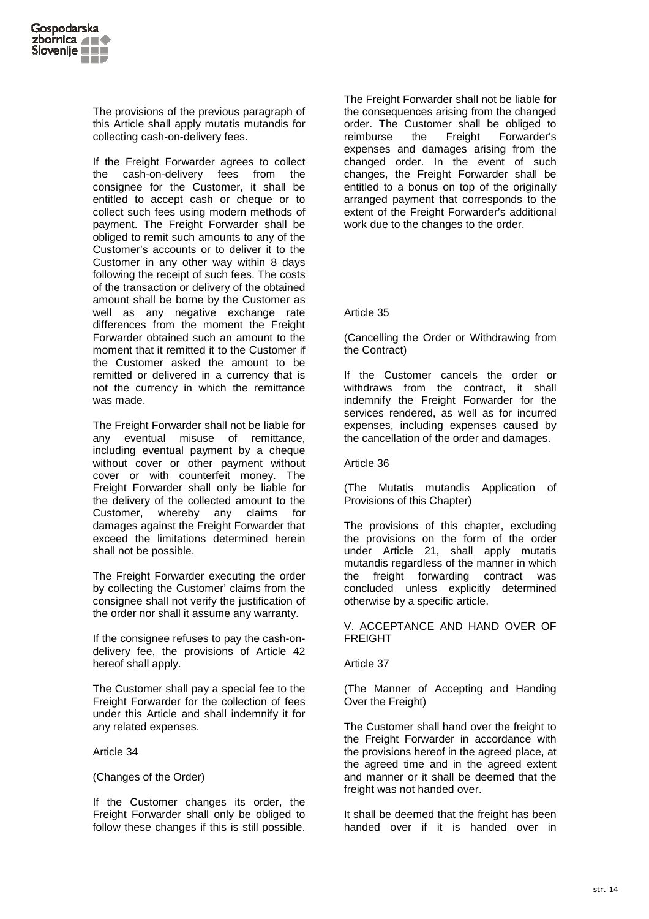The provisions of the previous paragraph of this Article shall apply mutatis mutandis for collecting cash-on-delivery fees.

If the Freight Forwarder agrees to collect the cash-on-delivery fees from the consignee for the Customer, it shall be entitled to accept cash or cheque or to collect such fees using modern methods of payment. The Freight Forwarder shall be obliged to remit such amounts to any of the Customer's accounts or to deliver it to the Customer in any other way within 8 days following the receipt of such fees. The costs of the transaction or delivery of the obtained amount shall be borne by the Customer as well as any negative exchange rate differences from the moment the Freight Forwarder obtained such an amount to the moment that it remitted it to the Customer if the Customer asked the amount to be remitted or delivered in a currency that is not the currency in which the remittance was made.

The Freight Forwarder shall not be liable for any eventual misuse of remittance, including eventual payment by a cheque without cover or other payment without cover or with counterfeit money. The Freight Forwarder shall only be liable for the delivery of the collected amount to the Customer, whereby any claims for damages against the Freight Forwarder that exceed the limitations determined herein shall not be possible.

The Freight Forwarder executing the order by collecting the Customer' claims from the consignee shall not verify the justification of the order nor shall it assume any warranty.

If the consignee refuses to pay the cash-on-delivery fee, the provisions of Article 42 hereof shall apply.

The Customer shall pay a special fee to the Freight Forwarder for the collection of fees under this Article and shall indemnify it for any related expenses.

Article 34

(Changes of the Order)

If the Customer changes its order, the Freight Forwarder shall only be obliged to follow these changes if this is still possible. The Freight Forwarder shall not be liable for the consequences arising from the changed order. The Customer shall be obliged to reimburse the Freight Forwarder's expenses and damages arising from the changed order. In the event of such changes, the Freight Forwarder shall be entitled to a bonus on top of the originally arranged payment that corresponds to the extent of the Freight Forwarder's additional work due to the changes to the order.

Article 35

(Cancelling the Order or Withdrawing from the Contract)

If the Customer cancels the order or withdraws from the contract, it shall indemnify the Freight Forwarder for the services rendered, as well as for incurred expenses, including expenses caused by the cancellation of the order and damages.

Article 36

(The Mutatis mutandis Application of Provisions of this Chapter)

The provisions of this chapter, excluding the provisions on the form of the order under Article 21, shall apply mutatis mutandis regardless of the manner in which the freight forwarding contract was concluded unless explicitly determined otherwise by a specific article.

## V. ACCEPTANCE AND HAND OVER OF FREIGHT

Article 37

(The Manner of Accepting and Handing Over the Freight)

The Customer shall hand over the freight to the Freight Forwarder in accordance with the provisions hereof in the agreed place, at the agreed time and in the agreed extent and manner or it shall be deemed that the freight was not handed over.

It shall be deemed that the freight has been handed over if it is handed over in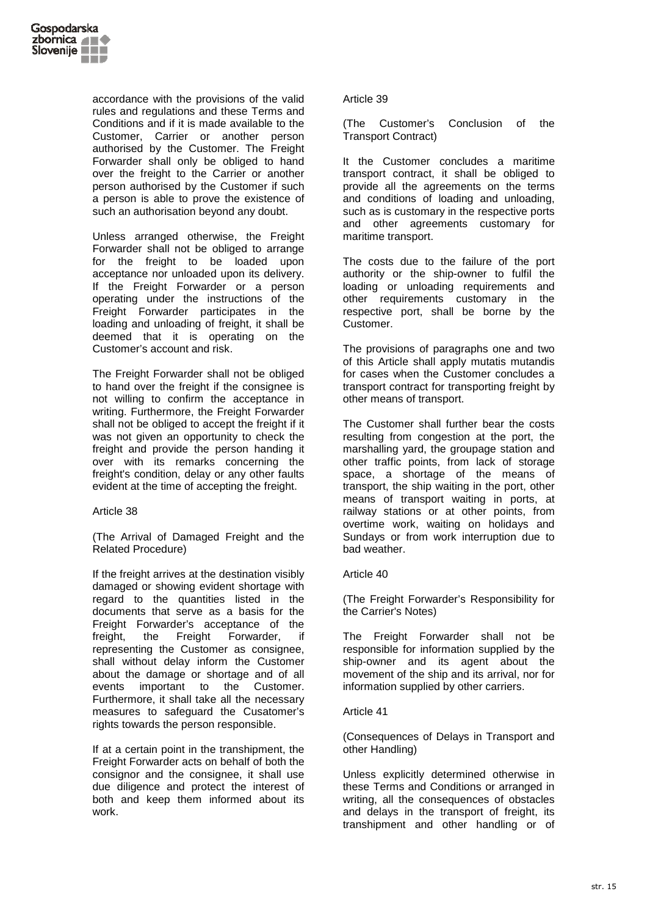accordance with the provisions of the valid rules and regulations and these Terms and Conditions and if it is made available to the Customer, Carrier or another person authorised by the Customer. The Freight Forwarder shall only be obliged to hand over the freight to the Carrier or another person authorised by the Customer if such a person is able to prove the existence of such an authorisation beyond any doubt.

Unless arranged otherwise, the Freight Forwarder shall not be obliged to arrange for the freight to be loaded upon acceptance nor unloaded upon its delivery. If the Freight Forwarder or a person operating under the instructions of the Freight Forwarder participates in the loading and unloading of freight, it shall be deemed that it is operating on the Customer's account and risk.

The Freight Forwarder shall not be obliged to hand over the freight if the consignee is not willing to confirm the acceptance in writing. Furthermore, the Freight Forwarder shall not be obliged to accept the freight if it was not given an opportunity to check the freight and provide the person handing it over with its remarks concerning the freight's condition, delay or any other faults evident at the time of accepting the freight.

Article 38

(The Arrival of Damaged Freight and the Related Procedure)

If the freight arrives at the destination visibly damaged or showing evident shortage with regard to the quantities listed in the documents that serve as a basis for the Freight Forwarder's acceptance of the freight, the Freight Forwarder, if representing the Customer as consignee, shall without delay inform the Customer about the damage or shortage and of all events important to the Customer. Furthermore, it shall take all the necessary measures to safeguard the Cusatomer's rights towards the person responsible.

If at a certain point in the transhipment, the Freight Forwarder acts on behalf of both the consignor and the consignee, it shall use due diligence and protect the interest of both and keep them informed about its work.

Article 39

(The Customer's Conclusion of the Transport Contract)

It the Customer concludes a maritime transport contract, it shall be obliged to provide all the agreements on the terms and conditions of loading and unloading, such as is customary in the respective ports and other agreements customary for maritime transport.

The costs due to the failure of the port authority or the ship-owner to fulfil the loading or unloading requirements and other requirements customary in the respective port, shall be borne by the Customer.

The provisions of paragraphs one and two of this Article shall apply mutatis mutandis for cases when the Customer concludes a transport contract for transporting freight by other means of transport.

The Customer shall further bear the costs resulting from congestion at the port, the marshalling yard, the groupage station and other traffic points, from lack of storage space, a shortage of the means of transport, the ship waiting in the port, other means of transport waiting in ports, at railway stations or at other points, from overtime work, waiting on holidays and Sundays or from work interruption due to bad weather.

Article 40

(The Freight Forwarder's Responsibility for the Carrier's Notes)

The Freight Forwarder shall not be responsible for information supplied by the ship-owner and its agent about the movement of the ship and its arrival, nor for information supplied by other carriers.

Article 41

(Consequences of Delays in Transport and other Handling)

Unless explicitly determined otherwise in these Terms and Conditions or arranged in writing, all the consequences of obstacles and delays in the transport of freight, its transhipment and other handling or of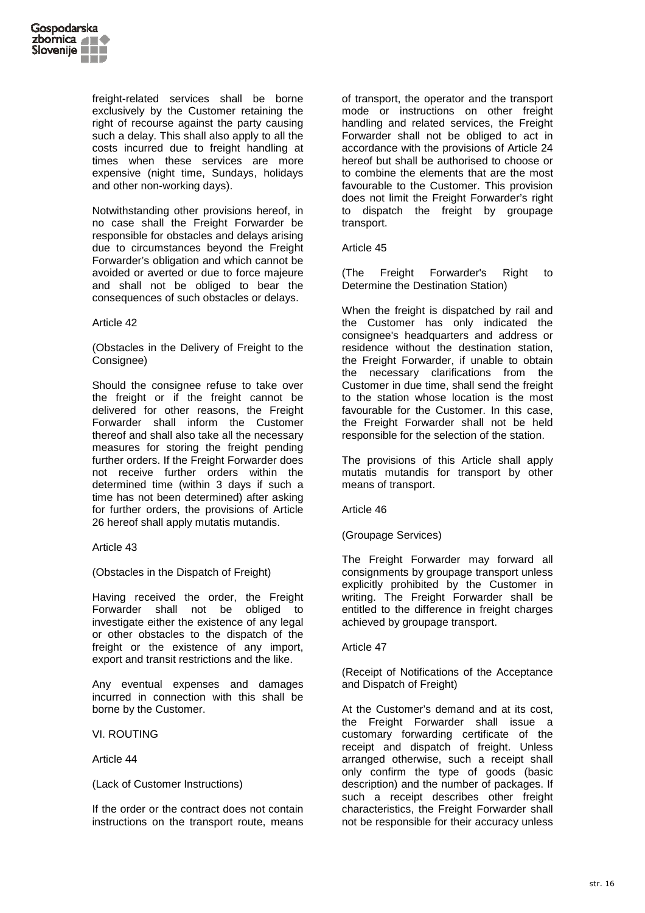freight-related services shall be borne exclusively by the Customer retaining the right of recourse against the party causing such a delay. This shall also apply to all the costs incurred due to freight handling at times when these services are more expensive (night time, Sundays, holidays and other non-working days).

Notwithstanding other provisions hereof, in no case shall the Freight Forwarder be responsible for obstacles and delays arising due to circumstances beyond the Freight Forwarder's obligation and which cannot be avoided or averted or due to force majeure and shall not be obliged to bear the consequences of such obstacles or delays.

Article 42

(Obstacles in the Delivery of Freight to the Consignee)

Should the consignee refuse to take over the freight or if the freight cannot be delivered for other reasons, the Freight Forwarder shall inform the Customer thereof and shall also take all the necessary measures for storing the freight pending further orders. If the Freight Forwarder does not receive further orders within the determined time (within 3 days if such a time has not been determined) after asking for further orders, the provisions of Article 26 hereof shall apply mutatis mutandis.

Article 43

(Obstacles in the Dispatch of Freight)

Having received the order, the Freight Forwarder shall not be obliged to investigate either the existence of any legal or other obstacles to the dispatch of the freight or the existence of any import, export and transit restrictions and the like.

Any eventual expenses and damages incurred in connection with this shall be borne by the Customer.

VI. ROUTING

Article 44

(Lack of Customer Instructions)

If the order or the contract does not contain instructions on the transport route, means of transport, the operator and the transport mode or instructions on other freight handling and related services, the Freight Forwarder shall not be obliged to act in accordance with the provisions of Article 24 hereof but shall be authorised to choose or to combine the elements that are the most favourable to the Customer. This provision does not limit the Freight Forwarder's right to dispatch the freight by groupage transport.

Article 45

(The Freight Forwarder's Right to Determine the Destination Station)

When the freight is dispatched by rail and the Customer has only indicated the consignee's headquarters and address or residence without the destination station, the Freight Forwarder, if unable to obtain the necessary clarifications from the Customer in due time, shall send the freight to the station whose location is the most favourable for the Customer. In this case, the Freight Forwarder shall not be held responsible for the selection of the station.

The provisions of this Article shall apply mutatis mutandis for transport by other means of transport.

Article 46

(Groupage Services)

The Freight Forwarder may forward all consignments by groupage transport unless explicitly prohibited by the Customer in writing. The Freight Forwarder shall be entitled to the difference in freight charges achieved by groupage transport.

Article 47

(Receipt of Notifications of the Acceptance and Dispatch of Freight)

At the Customer's demand and at its cost, the Freight Forwarder shall issue a customary forwarding certificate of the receipt and dispatch of freight. Unless arranged otherwise, such a receipt shall only confirm the type of goods (basic description) and the number of packages. If such a receipt describes other freight characteristics, the Freight Forwarder shall not be responsible for their accuracy unless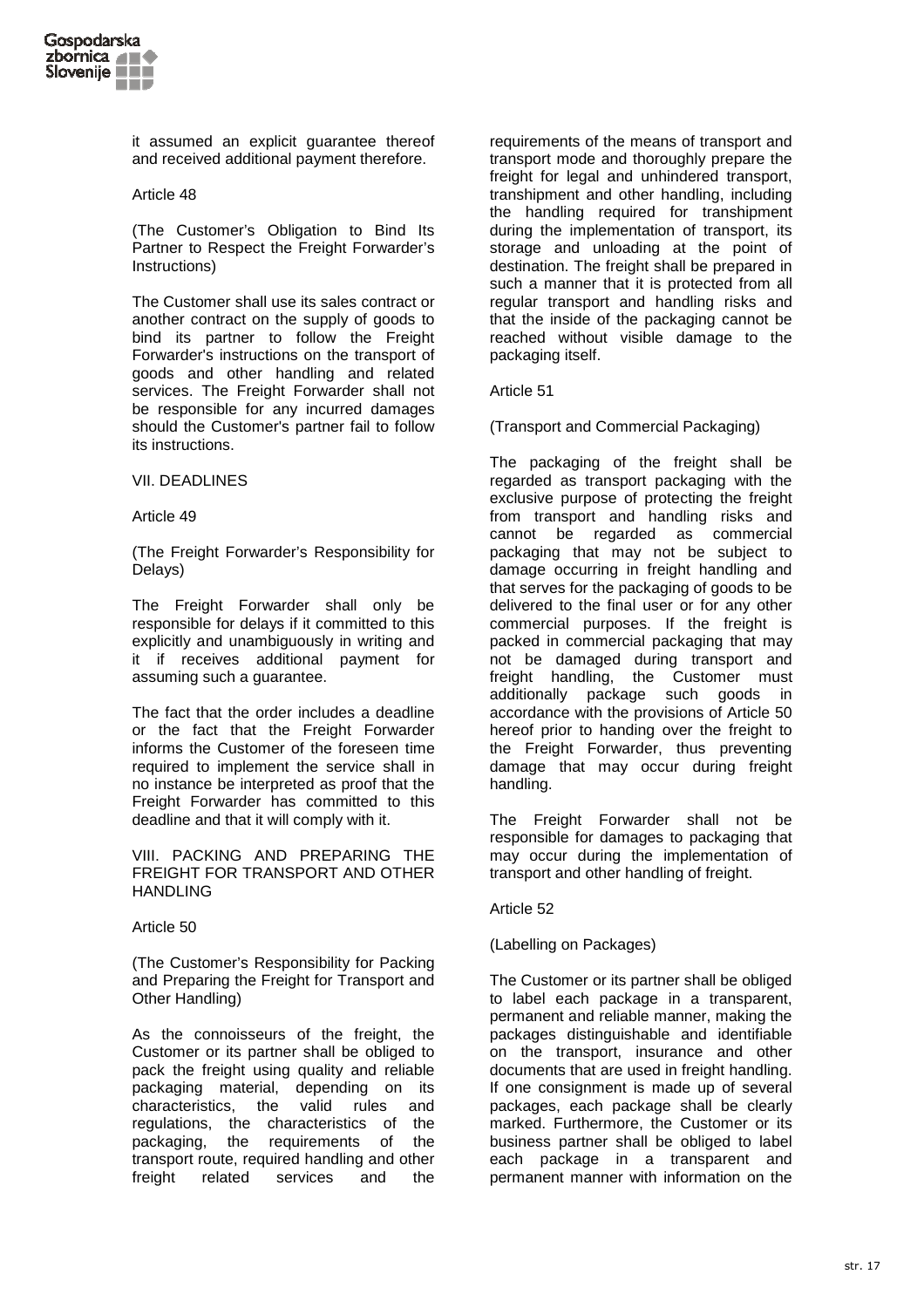it assumed an explicit guarantee thereof and received additional payment therefore.

Article 48

(The Customer's Obligation to Bind Its Partner to Respect the Freight Forwarder's Instructions)

The Customer shall use its sales contract or another contract on the supply of goods to bind its partner to follow the Freight Forwarder's instructions on the transport of goods and other handling and related services. The Freight Forwarder shall not be responsible for any incurred damages should the Customer's partner fail to follow its instructions.

## VII. DEADLINES

Article 49

(The Freight Forwarder's Responsibility for Delays)

The Freight Forwarder shall only be responsible for delays if it committed to this explicitly and unambiguously in writing and it if receives additional payment for assuming such a guarantee.

The fact that the order includes a deadline or the fact that the Freight Forwarder informs the Customer of the foreseen time required to implement the service shall in no instance be interpreted as proof that the Freight Forwarder has committed to this deadline and that it will comply with it.

## VIII. PACKING AND PREPARING THE FREIGHT FOR TRANSPORT AND OTHER HANDLING

Article 50

(The Customer's Responsibility for Packing and Preparing the Freight for Transport and Other Handling)

As the connoisseurs of the freight, the Customer or its partner shall be obliged to pack the freight using quality and reliable packaging material, depending on its characteristics, the valid rules and regulations, the characteristics of the packaging, the requirements of the transport route, required handling and other freight related services and the requirements of the means of transport and transport mode and thoroughly prepare the freight for legal and unhindered transport, transhipment and other handling, including the handling required for transhipment during the implementation of transport, its storage and unloading at the point of destination. The freight shall be prepared in such a manner that it is protected from all regular transport and handling risks and that the inside of the packaging cannot be reached without visible damage to the packaging itself.

Article 51

(Transport and Commercial Packaging)

The packaging of the freight shall be regarded as transport packaging with the exclusive purpose of protecting the freight from transport and handling risks and cannot be regarded as commercial packaging that may not be subject to damage occurring in freight handling and that serves for the packaging of goods to be delivered to the final user or for any other commercial purposes. If the freight is packed in commercial packaging that may not be damaged during transport and freight handling, the Customer must additionally package such goods in accordance with the provisions of Article 50 hereof prior to handing over the freight to the Freight Forwarder, thus preventing damage that may occur during freight handling.

The Freight Forwarder shall not be responsible for damages to packaging that may occur during the implementation of transport and other handling of freight.

Article 52

(Labelling on Packages)

The Customer or its partner shall be obliged to label each package in a transparent, permanent and reliable manner, making the packages distinguishable and identifiable on the transport, insurance and other documents that are used in freight handling. If one consignment is made up of several packages, each package shall be clearly marked. Furthermore, the Customer or its business partner shall be obliged to label each package in a transparent and permanent manner with information on the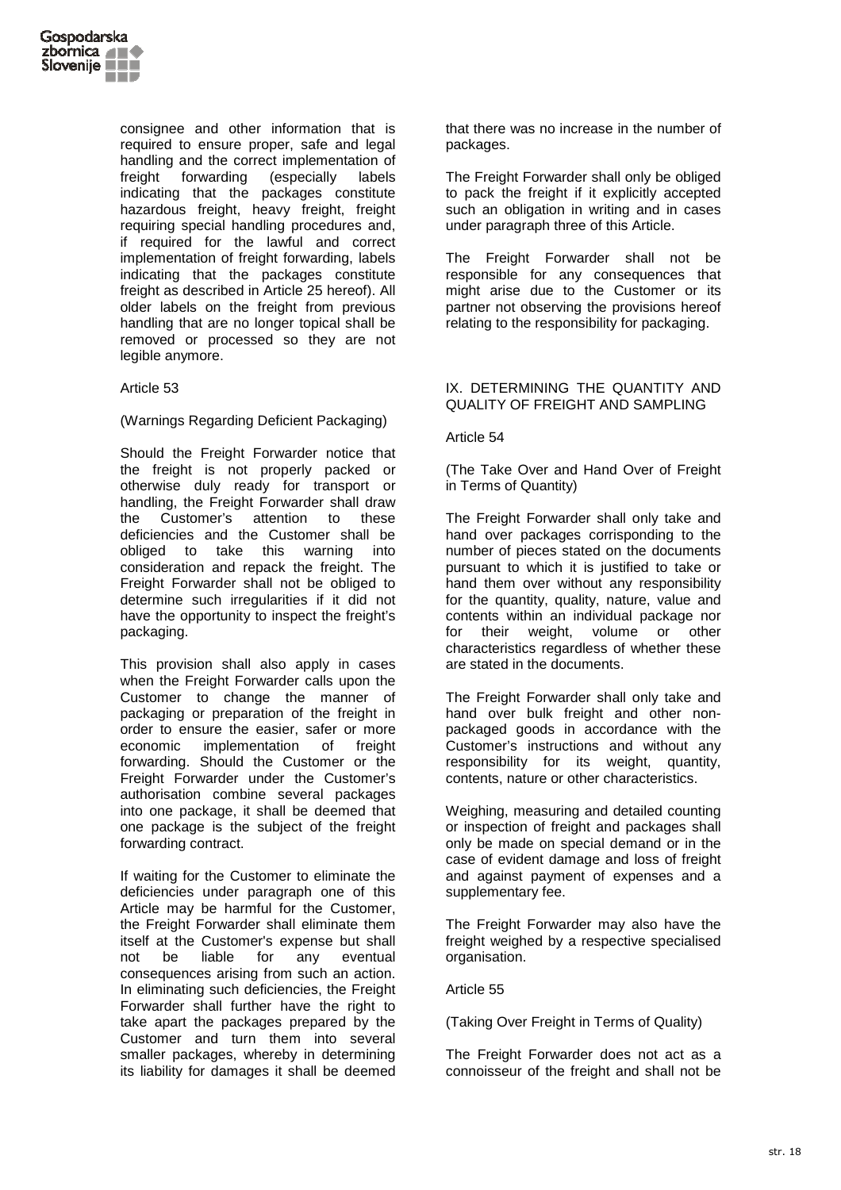consignee and other information that is required to ensure proper, safe and legal handling and the correct implementation of freight forwarding (especially labels indicating that the packages constitute hazardous freight, heavy freight, freight requiring special handling procedures and, if required for the lawful and correct implementation of freight forwarding, labels indicating that the packages constitute freight as described in Article 25 hereof). All older labels on the freight from previous handling that are no longer topical shall be removed or processed so they are not legible anymore.

Article 53

(Warnings Regarding Deficient Packaging)

Should the Freight Forwarder notice that the freight is not properly packed or otherwise duly ready for transport or handling, the Freight Forwarder shall draw the Customer's attention to these deficiencies and the Customer shall be obliged to take this warning into consideration and repack the freight. The Freight Forwarder shall not be obliged to determine such irregularities if it did not have the opportunity to inspect the freight's packaging.

This provision shall also apply in cases when the Freight Forwarder calls upon the Customer to change the manner of packaging or preparation of the freight in order to ensure the easier, safer or more economic implementation of freight forwarding. Should the Customer or the Freight Forwarder under the Customer's authorisation combine several packages into one package, it shall be deemed that one package is the subject of the freight forwarding contract.

If waiting for the Customer to eliminate the deficiencies under paragraph one of this Article may be harmful for the Customer, the Freight Forwarder shall eliminate them itself at the Customer's expense but shall not be liable for any eventual consequences arising from such an action. In eliminating such deficiencies, the Freight Forwarder shall further have the right to take apart the packages prepared by the Customer and turn them into several smaller packages, whereby in determining its liability for damages it shall be deemed that there was no increase in the number of packages.

The Freight Forwarder shall only be obliged to pack the freight if it explicitly accepted such an obligation in writing and in cases under paragraph three of this Article.

The Freight Forwarder shall not be responsible for any consequences that might arise due to the Customer or its partner not observing the provisions hereof relating to the responsibility for packaging.

## IX. DETERMINING THE QUANTITY AND QUALITY OF FREIGHT AND SAMPLING

Article 54

(The Take Over and Hand Over of Freight in Terms of Quantity)

The Freight Forwarder shall only take and hand over packages corrisponding to the number of pieces stated on the documents pursuant to which it is justified to take or hand them over without any responsibility for the quantity, quality, nature, value and contents within an individual package nor for their weight, volume or other characteristics regardless of whether these are stated in the documents.

The Freight Forwarder shall only take and hand over bulk freight and other non-packaged goods in accordance with the Customer's instructions and without any responsibility for its weight, quantity, contents, nature or other characteristics.

Weighing, measuring and detailed counting or inspection of freight and packages shall only be made on special demand or in the case of evident damage and loss of freight and against payment of expenses and a supplementary fee.

The Freight Forwarder may also have the freight weighed by a respective specialised organisation.

Article 55

(Taking Over Freight in Terms of Quality)

The Freight Forwarder does not act as a connoisseur of the freight and shall not be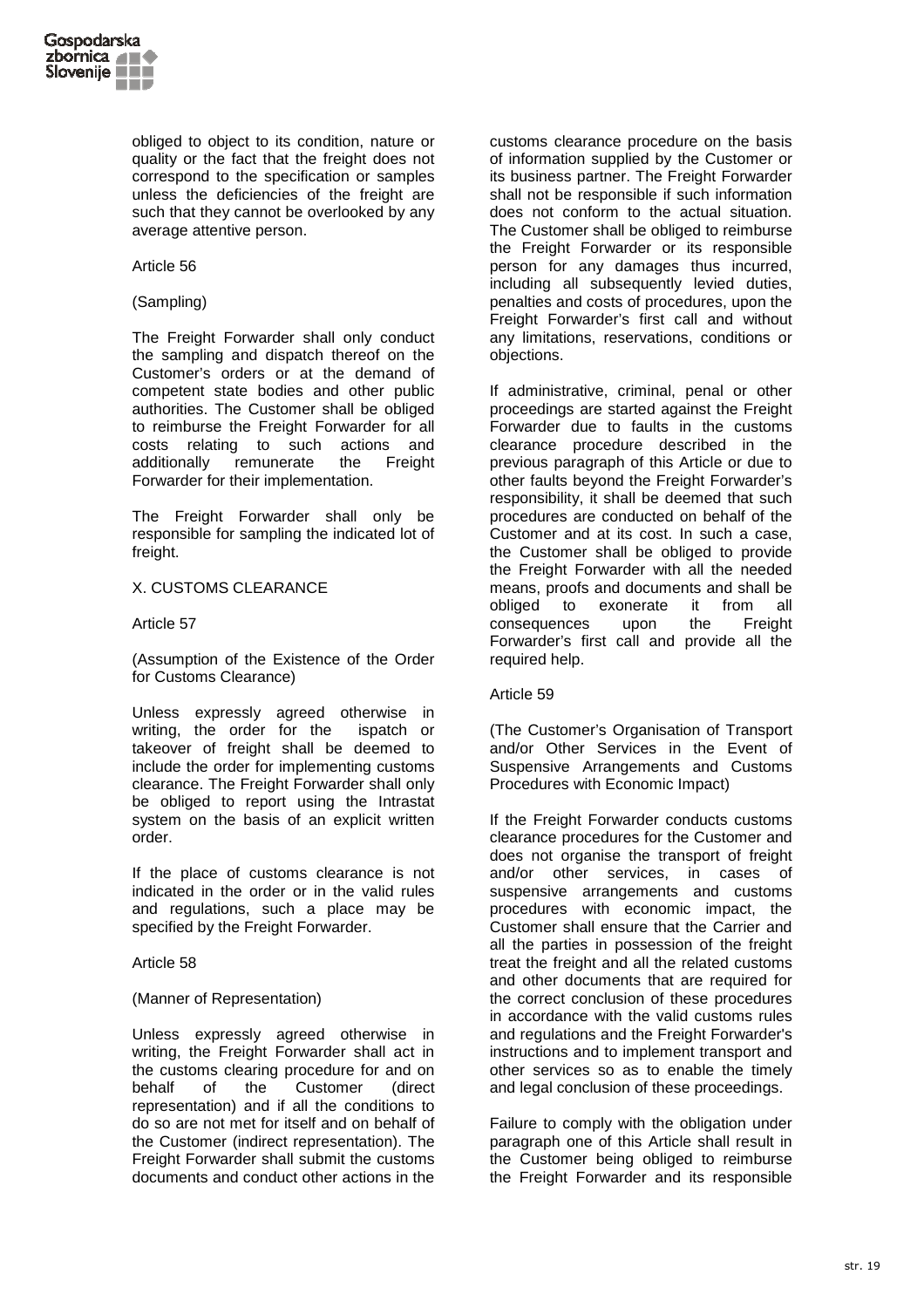obliged to object to its condition, nature or quality or the fact that the freight does not correspond to the specification or samples unless the deficiencies of the freight are such that they cannot be overlooked by any average attentive person.

Article 56

(Sampling)

The Freight Forwarder shall only conduct the sampling and dispatch thereof on the Customer's orders or at the demand of competent state bodies and other public authorities. The Customer shall be obliged to reimburse the Freight Forwarder for all costs relating to such actions and additionally remunerate the Freight Forwarder for their implementation.

The Freight Forwarder shall only be responsible for sampling the indicated lot of freight.

## X. CUSTOMS CLEARANCE

Article 57

(Assumption of the Existence of the Order for Customs Clearance)

Unless expressly agreed otherwise in writing, the order for the ispatch or takeover of freight shall be deemed to include the order for implementing customs clearance. The Freight Forwarder shall only be obliged to report using the Intrastat system on the basis of an explicit written order.

If the place of customs clearance is not indicated in the order or in the valid rules and regulations, such a place may be specified by the Freight Forwarder.

Article 58

(Manner of Representation)

Unless expressly agreed otherwise in writing, the Freight Forwarder shall act in the customs clearing procedure for and on behalf of the Customer (direct representation) and if all the conditions to do so are not met for itself and on behalf of the Customer (indirect representation). The Freight Forwarder shall submit the customs documents and conduct other actions in the customs clearance procedure on the basis of information supplied by the Customer or its business partner. The Freight Forwarder shall not be responsible if such information does not conform to the actual situation. The Customer shall be obliged to reimburse the Freight Forwarder or its responsible person for any damages thus incurred, including all subsequently levied duties, penalties and costs of procedures, upon the Freight Forwarder's first call and without any limitations, reservations, conditions or objections.

If administrative, criminal, penal or other proceedings are started against the Freight Forwarder due to faults in the customs clearance procedure described in the previous paragraph of this Article or due to other faults beyond the Freight Forwarder's responsibility, it shall be deemed that such procedures are conducted on behalf of the Customer and at its cost. In such a case, the Customer shall be obliged to provide the Freight Forwarder with all the needed means, proofs and documents and shall be obliged to exonerate it from all consequences upon the Freight Forwarder's first call and provide all the required help.

Article 59

(The Customer's Organisation of Transport and/or Other Services in the Event of Suspensive Arrangements and Customs Procedures with Economic Impact)

If the Freight Forwarder conducts customs clearance procedures for the Customer and does not organise the transport of freight and/or other services, in cases of suspensive arrangements and customs procedures with economic impact, the Customer shall ensure that the Carrier and all the parties in possession of the freight treat the freight and all the related customs and other documents that are required for the correct conclusion of these procedures in accordance with the valid customs rules and regulations and the Freight Forwarder's instructions and to implement transport and other services so as to enable the timely and legal conclusion of these proceedings.

Failure to comply with the obligation under paragraph one of this Article shall result in the Customer being obliged to reimburse the Freight Forwarder and its responsible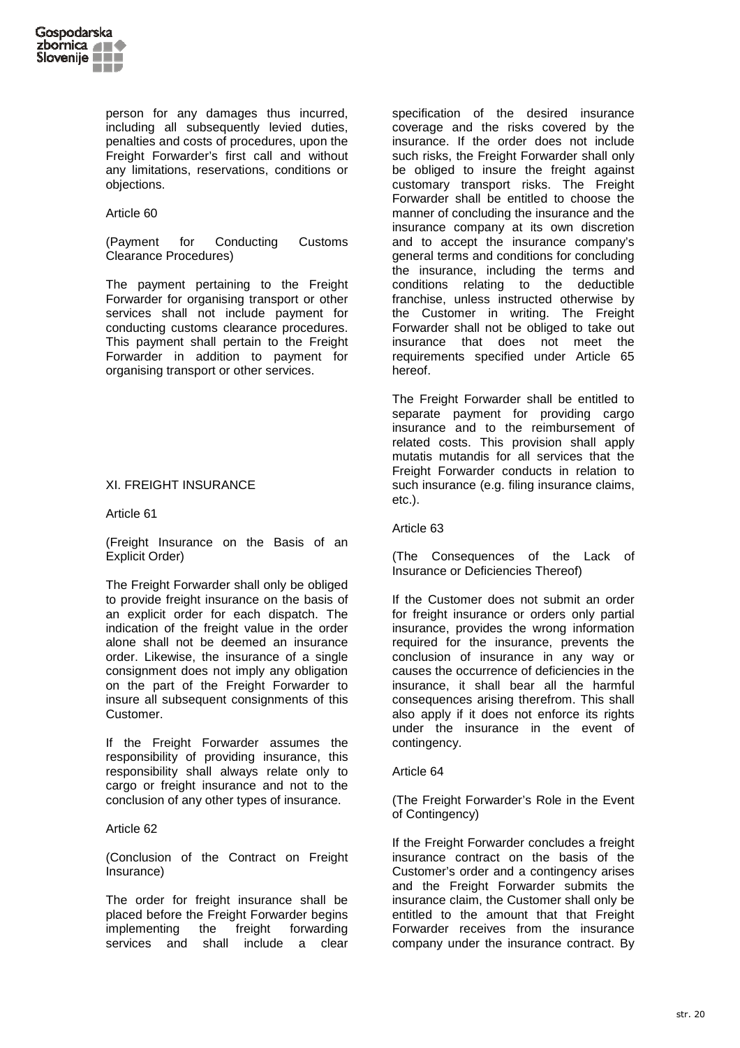person for any damages thus incurred, including all subsequently levied duties, penalties and costs of procedures, upon the Freight Forwarder's first call and without any limitations, reservations, conditions or objections.

Article 60

(Payment for Conducting Customs Clearance Procedures)

The payment pertaining to the Freight Forwarder for organising transport or other services shall not include payment for conducting customs clearance procedures. This payment shall pertain to the Freight Forwarder in addition to payment for organising transport or other services.

## XI. FREIGHT INSURANCE

Article 61

(Freight Insurance on the Basis of an Explicit Order)

The Freight Forwarder shall only be obliged to provide freight insurance on the basis of an explicit order for each dispatch. The indication of the freight value in the order alone shall not be deemed an insurance order. Likewise, the insurance of a single consignment does not imply any obligation on the part of the Freight Forwarder to insure all subsequent consignments of this Customer.

If the Freight Forwarder assumes the responsibility of providing insurance, this responsibility shall always relate only to cargo or freight insurance and not to the conclusion of any other types of insurance.

Article 62

(Conclusion of the Contract on Freight Insurance)

The order for freight insurance shall be placed before the Freight Forwarder begins implementing the freight forwarding services and shall include a clear specification of the desired insurance coverage and the risks covered by the insurance. If the order does not include such risks, the Freight Forwarder shall only be obliged to insure the freight against customary transport risks. The Freight Forwarder shall be entitled to choose the manner of concluding the insurance and the insurance company at its own discretion and to accept the insurance company's general terms and conditions for concluding the insurance, including the terms and conditions relating to the deductible franchise, unless instructed otherwise by the Customer in writing. The Freight Forwarder shall not be obliged to take out insurance that does not meet the requirements specified under Article 65 hereof.

The Freight Forwarder shall be entitled to separate payment for providing cargo insurance and to the reimbursement of related costs. This provision shall apply mutatis mutandis for all services that the Freight Forwarder conducts in relation to such insurance (e.g. filing insurance claims, etc.).

Article 63

(The Consequences of the Lack of Insurance or Deficiencies Thereof)

If the Customer does not submit an order for freight insurance or orders only partial insurance, provides the wrong information required for the insurance, prevents the conclusion of insurance in any way or causes the occurrence of deficiencies in the insurance, it shall bear all the harmful consequences arising therefrom. This shall also apply if it does not enforce its rights under the insurance in the event of contingency.

Article 64

(The Freight Forwarder's Role in the Event of Contingency)

If the Freight Forwarder concludes a freight insurance contract on the basis of the Customer's order and a contingency arises and the Freight Forwarder submits the insurance claim, the Customer shall only be entitled to the amount that that Freight Forwarder receives from the insurance company under the insurance contract. By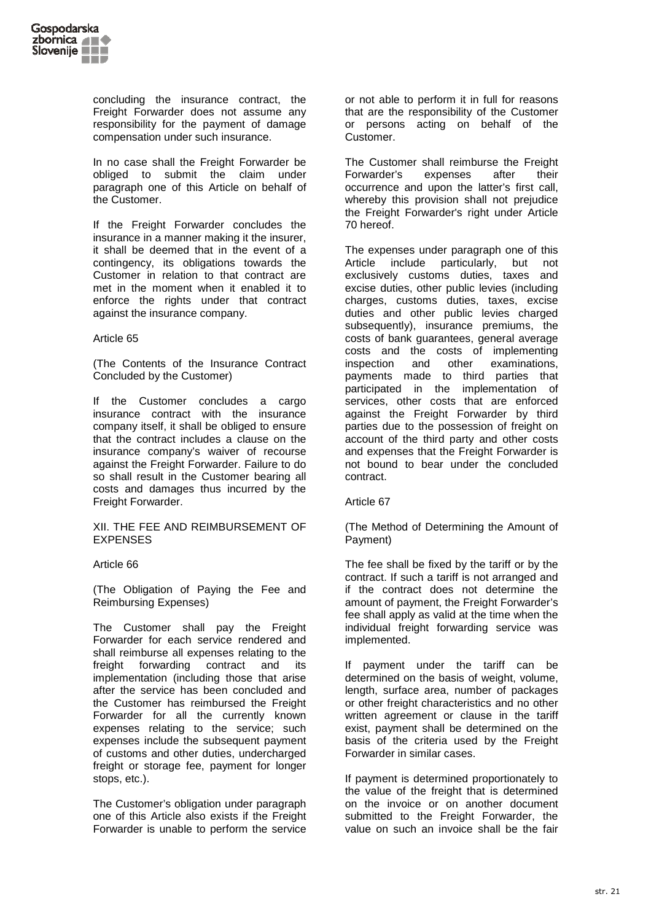concluding the insurance contract, the Freight Forwarder does not assume any responsibility for the payment of damage compensation under such insurance.

In no case shall the Freight Forwarder be obliged to submit the claim under paragraph one of this Article on behalf of the Customer.

If the Freight Forwarder concludes the insurance in a manner making it the insurer, it shall be deemed that in the event of a contingency, its obligations towards the Customer in relation to that contract are met in the moment when it enabled it to enforce the rights under that contract against the insurance company.

Article 65

(The Contents of the Insurance Contract Concluded by the Customer)

If the Customer concludes a cargo insurance contract with the insurance company itself, it shall be obliged to ensure that the contract includes a clause on the insurance company's waiver of recourse against the Freight Forwarder. Failure to do so shall result in the Customer bearing all costs and damages thus incurred by the Freight Forwarder.

## XII. THE FEE AND REIMBURSEMENT OF EXPENSES

Article 66

(The Obligation of Paying the Fee and Reimbursing Expenses)

The Customer shall pay the Freight Forwarder for each service rendered and shall reimburse all expenses relating to the freight forwarding contract and its implementation (including those that arise after the service has been concluded and the Customer has reimbursed the Freight Forwarder for all the currently known expenses relating to the service; such expenses include the subsequent payment of customs and other duties, undercharged freight or storage fee, payment for longer stops, etc.).

The Customer's obligation under paragraph one of this Article also exists if the Freight Forwarder is unable to perform the service or not able to perform it in full for reasons that are the responsibility of the Customer or persons acting on behalf of the Customer.

The Customer shall reimburse the Freight Forwarder's expenses after their occurrence and upon the latter's first call, whereby this provision shall not prejudice the Freight Forwarder's right under Article 70 hereof.

The expenses under paragraph one of this Article include particularly, but not exclusively customs duties, taxes and excise duties, other public levies (including charges, customs duties, taxes, excise duties and other public levies charged subsequently), insurance premiums, the costs of bank guarantees, general average costs and the costs of implementing inspection and other examinations, payments made to third parties that participated in the implementation of services, other costs that are enforced against the Freight Forwarder by third parties due to the possession of freight on account of the third party and other costs and expenses that the Freight Forwarder is not bound to bear under the concluded contract.

Article 67

(The Method of Determining the Amount of Payment)

The fee shall be fixed by the tariff or by the contract. If such a tariff is not arranged and if the contract does not determine the amount of payment, the Freight Forwarder's fee shall apply as valid at the time when the individual freight forwarding service was implemented.

If payment under the tariff can be determined on the basis of weight, volume, length, surface area, number of packages or other freight characteristics and no other written agreement or clause in the tariff exist, payment shall be determined on the basis of the criteria used by the Freight Forwarder in similar cases.

If payment is determined proportionately to the value of the freight that is determined on the invoice or on another document submitted to the Freight Forwarder, the value on such an invoice shall be the fair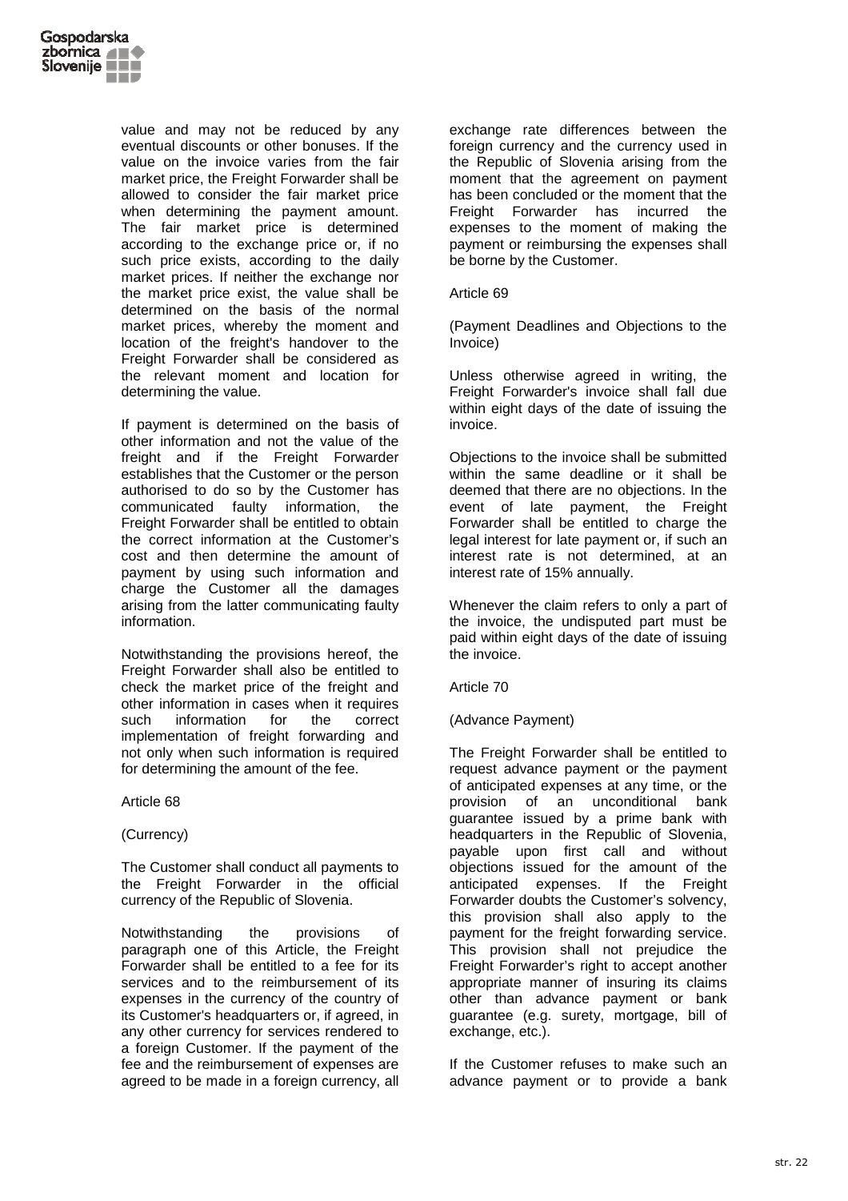value and may not be reduced by any eventual discounts or other bonuses. If the value on the invoice varies from the fair market price, the Freight Forwarder shall be allowed to consider the fair market price when determining the payment amount. The fair market price is determined according to the exchange price or, if no such price exists, according to the daily market prices. If neither the exchange nor the market price exist, the value shall be determined on the basis of the normal market prices, whereby the moment and location of the freight's handover to the Freight Forwarder shall be considered as the relevant moment and location for determining the value.

If payment is determined on the basis of other information and not the value of the freight and if the Freight Forwarder establishes that the Customer or the person authorised to do so by the Customer has communicated faulty information, the Freight Forwarder shall be entitled to obtain the correct information at the Customer's cost and then determine the amount of payment by using such information and charge the Customer all the damages arising from the latter communicating faulty information.

Notwithstanding the provisions hereof, the Freight Forwarder shall also be entitled to check the market price of the freight and other information in cases when it requires such information for the correct implementation of freight forwarding and not only when such information is required for determining the amount of the fee.

Article 68

(Currency)

The Customer shall conduct all payments to the Freight Forwarder in the official currency of the Republic of Slovenia.

Notwithstanding the provisions of paragraph one of this Article, the Freight Forwarder shall be entitled to a fee for its services and to the reimbursement of its expenses in the currency of the country of its Customer's headquarters or, if agreed, in any other currency for services rendered to a foreign Customer. If the payment of the fee and the reimbursement of expenses are agreed to be made in a foreign currency, all exchange rate differences between the foreign currency and the currency used in the Republic of Slovenia arising from the moment that the agreement on payment has been concluded or the moment that the Freight Forwarder has incurred the expenses to the moment of making the payment or reimbursing the expenses shall be borne by the Customer.

Article 69

(Payment Deadlines and Objections to the Invoice)

Unless otherwise agreed in writing, the Freight Forwarder's invoice shall fall due within eight days of the date of issuing the invoice.

Objections to the invoice shall be submitted within the same deadline or it shall be deemed that there are no objections. In the event of late payment, the Freight Forwarder shall be entitled to charge the legal interest for late payment or, if such an interest rate is not determined, at an interest rate of 15% annually.

Whenever the claim refers to only a part of the invoice, the undisputed part must be paid within eight days of the date of issuing the invoice.

Article 70

(Advance Payment)

The Freight Forwarder shall be entitled to request advance payment or the payment of anticipated expenses at any time, or the provision of an unconditional bank guarantee issued by a prime bank with headquarters in the Republic of Slovenia, payable upon first call and without objections issued for the amount of the anticipated expenses. If the Freight Forwarder doubts the Customer's solvency, this provision shall also apply to the payment for the freight forwarding service. This provision shall not prejudice the Freight Forwarder's right to accept another appropriate manner of insuring its claims other than advance payment or bank guarantee (e.g. surety, mortgage, bill of exchange, etc.).

If the Customer refuses to make such an advance payment or to provide a bank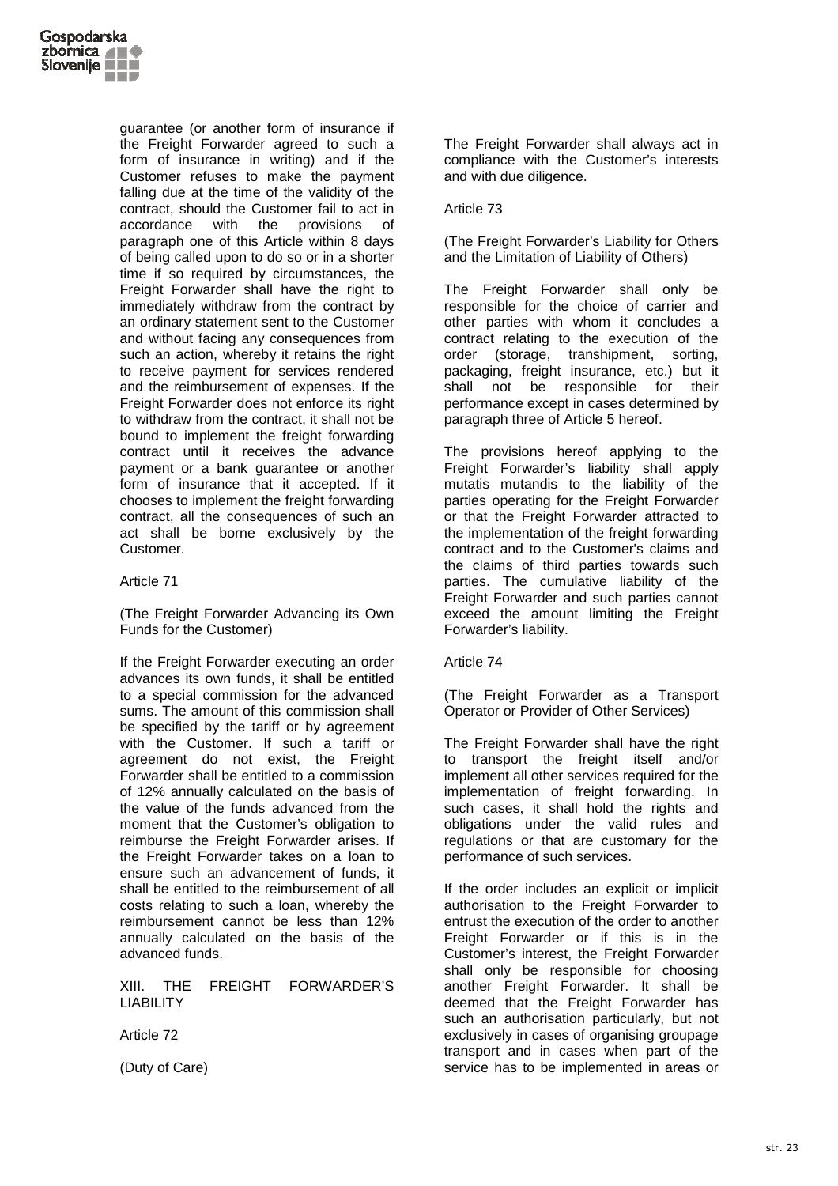guarantee (or another form of insurance if the Freight Forwarder agreed to such a form of insurance in writing) and if the Customer refuses to make the payment falling due at the time of the validity of the contract, should the Customer fail to act in accordance with the provisions of paragraph one of this Article within 8 days of being called upon to do so or in a shorter time if so required by circumstances, the Freight Forwarder shall have the right to immediately withdraw from the contract by an ordinary statement sent to the Customer and without facing any consequences from such an action, whereby it retains the right to receive payment for services rendered and the reimbursement of expenses. If the Freight Forwarder does not enforce its right to withdraw from the contract, it shall not be bound to implement the freight forwarding contract until it receives the advance payment or a bank guarantee or another form of insurance that it accepted. If it chooses to implement the freight forwarding contract, all the consequences of such an act shall be borne exclusively by the Customer.

Article 71

(The Freight Forwarder Advancing its Own Funds for the Customer)

If the Freight Forwarder executing an order advances its own funds, it shall be entitled to a special commission for the advanced sums. The amount of this commission shall be specified by the tariff or by agreement with the Customer. If such a tariff or agreement do not exist, the Freight Forwarder shall be entitled to a commission of 12% annually calculated on the basis of the value of the funds advanced from the moment that the Customer's obligation to reimburse the Freight Forwarder arises. If the Freight Forwarder takes on a loan to ensure such an advancement of funds, it shall be entitled to the reimbursement of all costs relating to such a loan, whereby the reimbursement cannot be less than 12% annually calculated on the basis of the advanced funds.

## XIII. THE FREIGHT FORWARDER'S LIABILITY

Article 72

(Duty of Care)

The Freight Forwarder shall always act in compliance with the Customer's interests and with due diligence.

Article 73

(The Freight Forwarder's Liability for Others and the Limitation of Liability of Others)

The Freight Forwarder shall only be responsible for the choice of carrier and other parties with whom it concludes a contract relating to the execution of the order (storage, transhipment, sorting, packaging, freight insurance, etc.) but it shall not be responsible for their performance except in cases determined by paragraph three of Article 5 hereof.

The provisions hereof applying to the Freight Forwarder's liability shall apply mutatis mutandis to the liability of the parties operating for the Freight Forwarder or that the Freight Forwarder attracted to the implementation of the freight forwarding contract and to the Customer's claims and the claims of third parties towards such parties. The cumulative liability of the Freight Forwarder and such parties cannot exceed the amount limiting the Freight Forwarder's liability.

Article 74

(The Freight Forwarder as a Transport Operator or Provider of Other Services)

The Freight Forwarder shall have the right to transport the freight itself and/or implement all other services required for the implementation of freight forwarding. In such cases, it shall hold the rights and obligations under the valid rules and regulations or that are customary for the performance of such services.

If the order includes an explicit or implicit authorisation to the Freight Forwarder to entrust the execution of the order to another Freight Forwarder or if this is in the Customer's interest, the Freight Forwarder shall only be responsible for choosing another Freight Forwarder. It shall be deemed that the Freight Forwarder has such an authorisation particularly, but not exclusively in cases of organising groupage transport and in cases when part of the service has to be implemented in areas or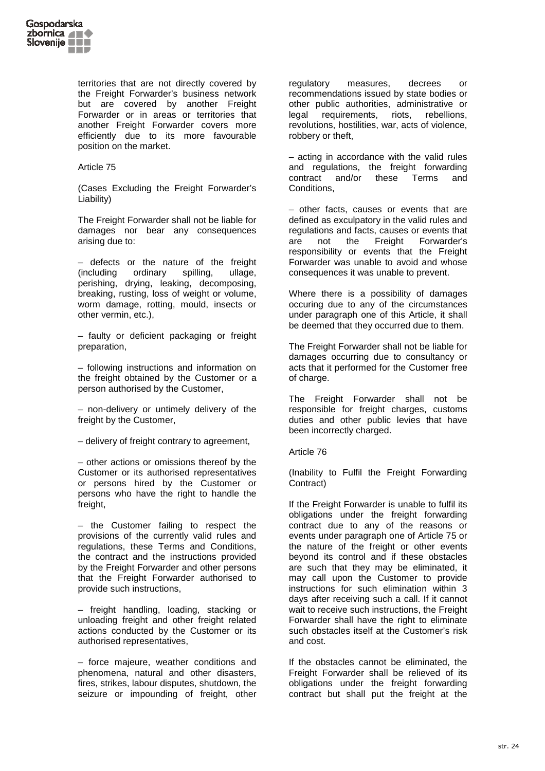territories that are not directly covered by the Freight Forwarder's business network but are covered by another Freight Forwarder or in areas or territories that another Freight Forwarder covers more efficiently due to its more favourable position on the market.

Article 75

(Cases Excluding the Freight Forwarder's Liability)

The Freight Forwarder shall not be liable for damages nor bear any consequences arising due to:

– defects or the nature of the freight (including ordinary spilling, ullage, perishing, drying, leaking, decomposing, breaking, rusting, loss of weight or volume, worm damage, rotting, mould, insects or other vermin, etc.),

– faulty or deficient packaging or freight preparation,

– following instructions and information on the freight obtained by the Customer or a person authorised by the Customer,

– non-delivery or untimely delivery of the freight by the Customer,

– delivery of freight contrary to agreement,

– other actions or omissions thereof by the Customer or its authorised representatives or persons hired by the Customer or persons who have the right to handle the freight,

– the Customer failing to respect the provisions of the currently valid rules and regulations, these Terms and Conditions, the contract and the instructions provided by the Freight Forwarder and other persons that the Freight Forwarder authorised to provide such instructions,

– freight handling, loading, stacking or unloading freight and other freight related actions conducted by the Customer or its authorised representatives,

– force majeure, weather conditions and phenomena, natural and other disasters, fires, strikes, labour disputes, shutdown, the seizure or impounding of freight, other regulatory measures, decrees or recommendations issued by state bodies or other public authorities, administrative or legal requirements, riots, rebellions, revolutions, hostilities, war, acts of violence, robbery or theft,

– acting in accordance with the valid rules and regulations, the freight forwarding contract and/or these Terms and Conditions,

– other facts, causes or events that are defined as exculpatory in the valid rules and regulations and facts, causes or events that are not the Freight Forwarder's responsibility or events that the Freight Forwarder was unable to avoid and whose consequences it was unable to prevent.

Where there is a possibility of damages occuring due to any of the circumstances under paragraph one of this Article, it shall be deemed that they occurred due to them.

The Freight Forwarder shall not be liable for damages occurring due to consultancy or acts that it performed for the Customer free of charge.

The Freight Forwarder shall not be responsible for freight charges, customs duties and other public levies that have been incorrectly charged.

Article 76

(Inability to Fulfil the Freight Forwarding Contract)

If the Freight Forwarder is unable to fulfil its obligations under the freight forwarding contract due to any of the reasons or events under paragraph one of Article 75 or the nature of the freight or other events beyond its control and if these obstacles are such that they may be eliminated, it may call upon the Customer to provide instructions for such elimination within 3 days after receiving such a call. If it cannot wait to receive such instructions, the Freight Forwarder shall have the right to eliminate such obstacles itself at the Customer's risk and cost.

If the obstacles cannot be eliminated, the Freight Forwarder shall be relieved of its obligations under the freight forwarding contract but shall put the freight at the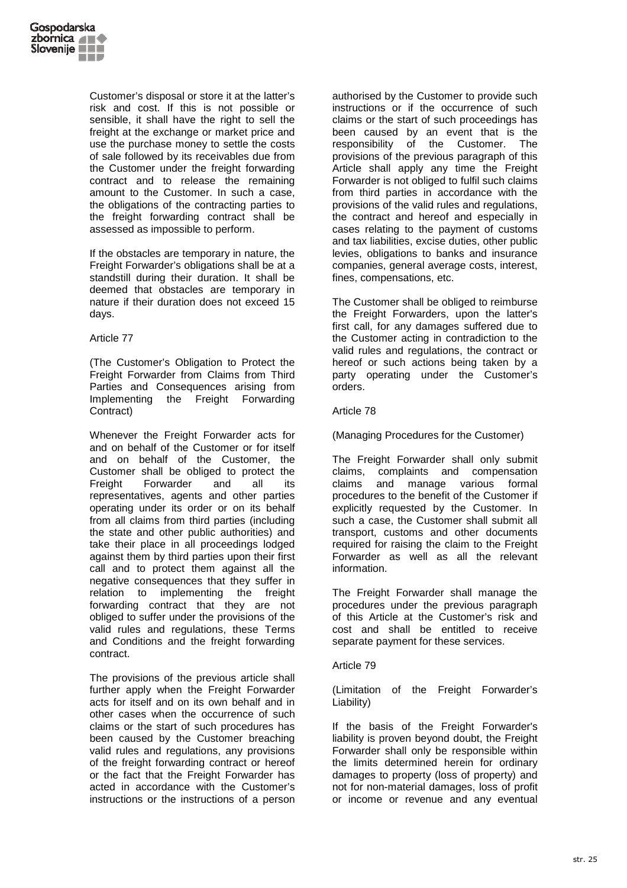Customer's disposal or store it at the latter's risk and cost. If this is not possible or sensible, it shall have the right to sell the freight at the exchange or market price and use the purchase money to settle the costs of sale followed by its receivables due from the Customer under the freight forwarding contract and to release the remaining amount to the Customer. In such a case, the obligations of the contracting parties to the freight forwarding contract shall be assessed as impossible to perform.

If the obstacles are temporary in nature, the Freight Forwarder's obligations shall be at a standstill during their duration. It shall be deemed that obstacles are temporary in nature if their duration does not exceed 15 days.

Article 77

(The Customer's Obligation to Protect the Freight Forwarder from Claims from Third Parties and Consequences arising from Implementing the Freight Forwarding Contract)

Whenever the Freight Forwarder acts for and on behalf of the Customer or for itself and on behalf of the Customer, the Customer shall be obliged to protect the Freight Forwarder and all its representatives, agents and other parties operating under its order or on its behalf from all claims from third parties (including the state and other public authorities) and take their place in all proceedings lodged against them by third parties upon their first call and to protect them against all the negative consequences that they suffer in relation to implementing the freight forwarding contract that they are not obliged to suffer under the provisions of the valid rules and regulations, these Terms and Conditions and the freight forwarding contract.

The provisions of the previous article shall further apply when the Freight Forwarder acts for itself and on its own behalf and in other cases when the occurrence of such claims or the start of such procedures has been caused by the Customer breaching valid rules and regulations, any provisions of the freight forwarding contract or hereof or the fact that the Freight Forwarder has acted in accordance with the Customer's instructions or the instructions of a person authorised by the Customer to provide such instructions or if the occurrence of such claims or the start of such proceedings has been caused by an event that is the responsibility of the Customer. The provisions of the previous paragraph of this Article shall apply any time the Freight Forwarder is not obliged to fulfil such claims from third parties in accordance with the provisions of the valid rules and regulations, the contract and hereof and especially in cases relating to the payment of customs and tax liabilities, excise duties, other public levies, obligations to banks and insurance companies, general average costs, interest, fines, compensations, etc.

The Customer shall be obliged to reimburse the Freight Forwarders, upon the latter's first call, for any damages suffered due to the Customer acting in contradiction to the valid rules and regulations, the contract or hereof or such actions being taken by a party operating under the Customer's orders.

Article 78

(Managing Procedures for the Customer)

The Freight Forwarder shall only submit claims, complaints and compensation claims and manage various formal procedures to the benefit of the Customer if explicitly requested by the Customer. In such a case, the Customer shall submit all transport, customs and other documents required for raising the claim to the Freight Forwarder as well as all the relevant information.

The Freight Forwarder shall manage the procedures under the previous paragraph of this Article at the Customer's risk and cost and shall be entitled to receive separate payment for these services.

Article 79

(Limitation of the Freight Forwarder's Liability)

If the basis of the Freight Forwarder's liability is proven beyond doubt, the Freight Forwarder shall only be responsible within the limits determined herein for ordinary damages to property (loss of property) and not for non-material damages, loss of profit or income or revenue and any eventual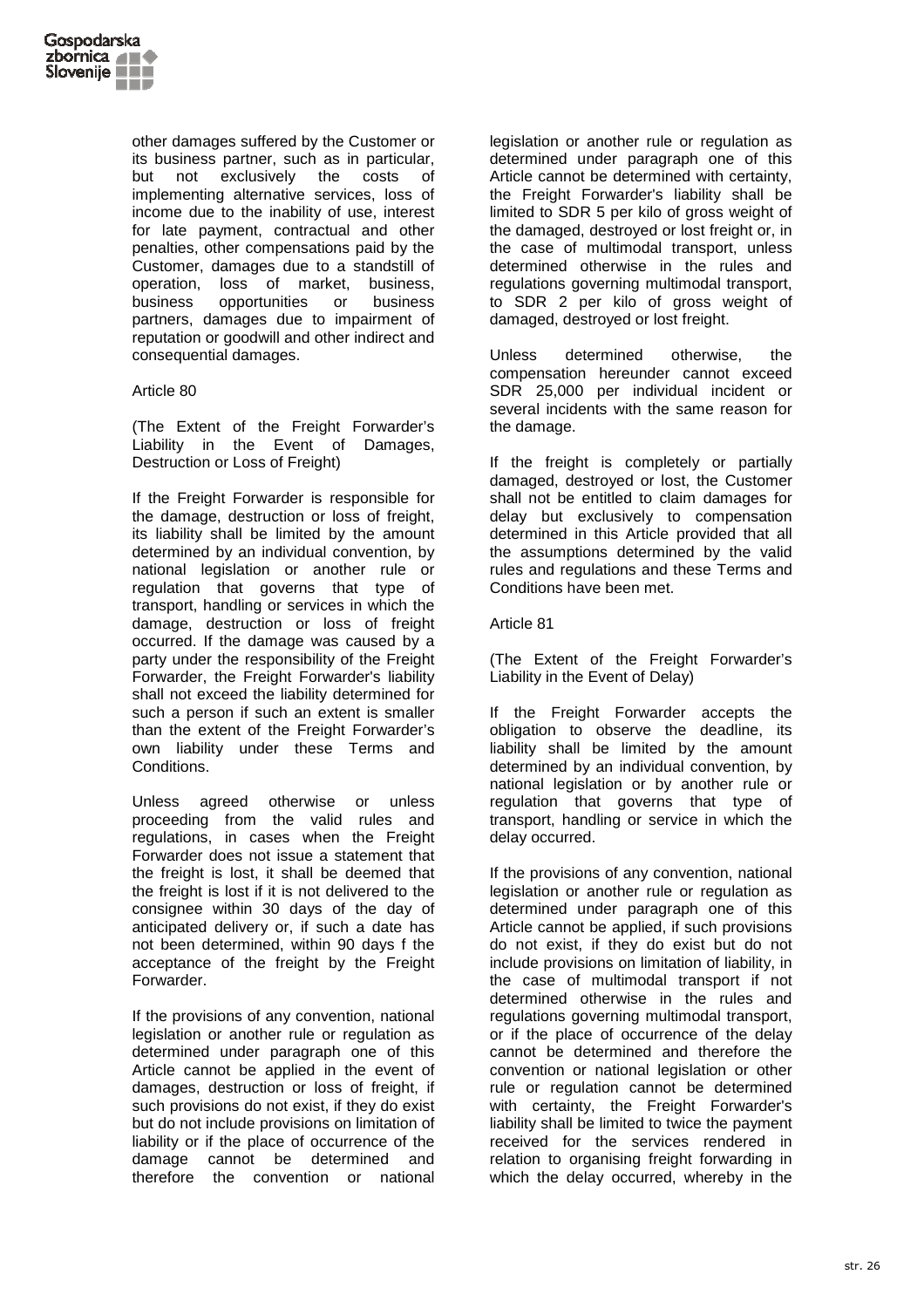other damages suffered by the Customer or its business partner, such as in particular, but not exclusively the costs of implementing alternative services, loss of income due to the inability of use, interest for late payment, contractual and other penalties, other compensations paid by the Customer, damages due to a standstill of operation, loss of market, business, business opportunities or business partners, damages due to impairment of reputation or goodwill and other indirect and consequential damages.

Article 80

(The Extent of the Freight Forwarder's Liability in the Event of Damages, Destruction or Loss of Freight)

If the Freight Forwarder is responsible for the damage, destruction or loss of freight, its liability shall be limited by the amount determined by an individual convention, by national legislation or another rule or regulation that governs that type of transport, handling or services in which the damage, destruction or loss of freight occurred. If the damage was caused by a party under the responsibility of the Freight Forwarder, the Freight Forwarder's liability shall not exceed the liability determined for such a person if such an extent is smaller than the extent of the Freight Forwarder's own liability under these Terms and Conditions.

Unless agreed otherwise or unless proceeding from the valid rules and regulations, in cases when the Freight Forwarder does not issue a statement that the freight is lost, it shall be deemed that the freight is lost if it is not delivered to the consignee within 30 days of the day of anticipated delivery or, if such a date has not been determined, within 90 days f the acceptance of the freight by the Freight Forwarder.

If the provisions of any convention, national legislation or another rule or regulation as determined under paragraph one of this Article cannot be applied in the event of damages, destruction or loss of freight, if such provisions do not exist, if they do exist but do not include provisions on limitation of liability or if the place of occurrence of the damage cannot be determined and therefore the convention or national legislation or another rule or regulation as determined under paragraph one of this Article cannot be determined with certainty, the Freight Forwarder's liability shall be limited to SDR 5 per kilo of gross weight of the damaged, destroyed or lost freight or, in the case of multimodal transport, unless determined otherwise in the rules and regulations governing multimodal transport, to SDR 2 per kilo of gross weight of damaged, destroyed or lost freight.

Unless determined otherwise, the compensation hereunder cannot exceed SDR 25,000 per individual incident or several incidents with the same reason for the damage.

If the freight is completely or partially damaged, destroyed or lost, the Customer shall not be entitled to claim damages for delay but exclusively to compensation determined in this Article provided that all the assumptions determined by the valid rules and regulations and these Terms and Conditions have been met.

Article 81

(The Extent of the Freight Forwarder's Liability in the Event of Delay)

If the Freight Forwarder accepts the obligation to observe the deadline, its liability shall be limited by the amount determined by an individual convention, by national legislation or by another rule or regulation that governs that type of transport, handling or service in which the delay occurred.

If the provisions of any convention, national legislation or another rule or regulation as determined under paragraph one of this Article cannot be applied, if such provisions do not exist, if they do exist but do not include provisions on limitation of liability, in the case of multimodal transport if not determined otherwise in the rules and regulations governing multimodal transport, or if the place of occurrence of the delay cannot be determined and therefore the convention or national legislation or other rule or regulation cannot be determined with certainty, the Freight Forwarder's liability shall be limited to twice the payment received for the services rendered in relation to organising freight forwarding in which the delay occurred, whereby in the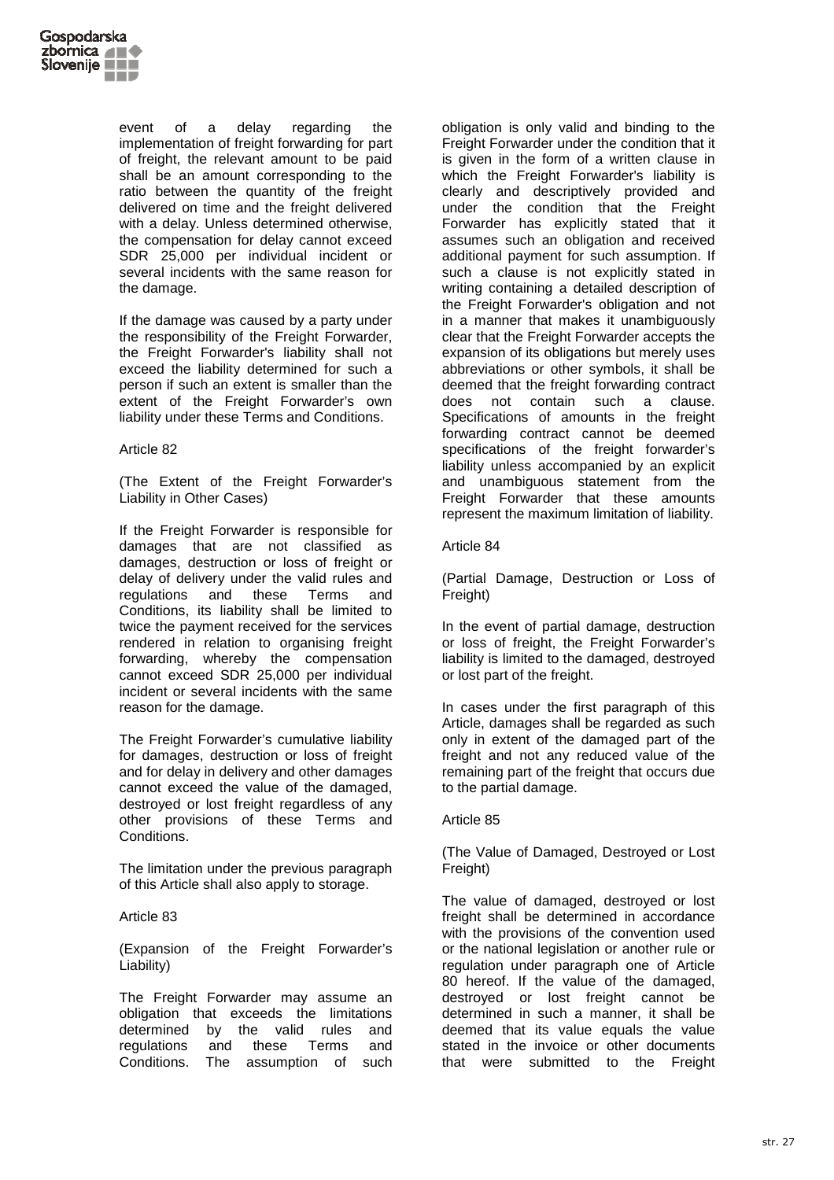event of a delay regarding the implementation of freight forwarding for part of freight, the relevant amount to be paid shall be an amount corresponding to the ratio between the quantity of the freight delivered on time and the freight delivered with a delay. Unless determined otherwise, the compensation for delay cannot exceed SDR 25,000 per individual incident or several incidents with the same reason for the damage.

If the damage was caused by a party under the responsibility of the Freight Forwarder, the Freight Forwarder's liability shall not exceed the liability determined for such a person if such an extent is smaller than the extent of the Freight Forwarder's own liability under these Terms and Conditions.

Article 82

(The Extent of the Freight Forwarder's Liability in Other Cases)

If the Freight Forwarder is responsible for damages that are not classified as damages, destruction or loss of freight or delay of delivery under the valid rules and regulations and these Terms and Conditions, its liability shall be limited to twice the payment received for the services rendered in relation to organising freight forwarding, whereby the compensation cannot exceed SDR 25,000 per individual incident or several incidents with the same reason for the damage.

The Freight Forwarder's cumulative liability for damages, destruction or loss of freight and for delay in delivery and other damages cannot exceed the value of the damaged, destroyed or lost freight regardless of any other provisions of these Terms and Conditions.

The limitation under the previous paragraph of this Article shall also apply to storage.

Article 83

(Expansion of the Freight Forwarder's Liability)

The Freight Forwarder may assume an obligation that exceeds the limitations determined by the valid rules and regulations and these Terms and Conditions. The assumption of such obligation is only valid and binding to the Freight Forwarder under the condition that it is given in the form of a written clause in which the Freight Forwarder's liability is clearly and descriptively provided and under the condition that the Freight Forwarder has explicitly stated that it assumes such an obligation and received additional payment for such assumption. If such a clause is not explicitly stated in writing containing a detailed description of the Freight Forwarder's obligation and not in a manner that makes it unambiguously clear that the Freight Forwarder accepts the expansion of its obligations but merely uses abbreviations or other symbols, it shall be deemed that the freight forwarding contract does not contain such a clause. Specifications of amounts in the freight forwarding contract cannot be deemed specifications of the freight forwarder's liability unless accompanied by an explicit and unambiguous statement from the Freight Forwarder that these amounts represent the maximum limitation of liability.

Article 84

(Partial Damage, Destruction or Loss of Freight)

In the event of partial damage, destruction or loss of freight, the Freight Forwarder's liability is limited to the damaged, destroyed or lost part of the freight.

In cases under the first paragraph of this Article, damages shall be regarded as such only in extent of the damaged part of the freight and not any reduced value of the remaining part of the freight that occurs due to the partial damage.

Article 85

(The Value of Damaged, Destroyed or Lost Freight)

The value of damaged, destroyed or lost freight shall be determined in accordance with the provisions of the convention used or the national legislation or another rule or regulation under paragraph one of Article 80 hereof. If the value of the damaged, destroyed or lost freight cannot be determined in such a manner, it shall be deemed that its value equals the value stated in the invoice or other documents that were submitted to the Freight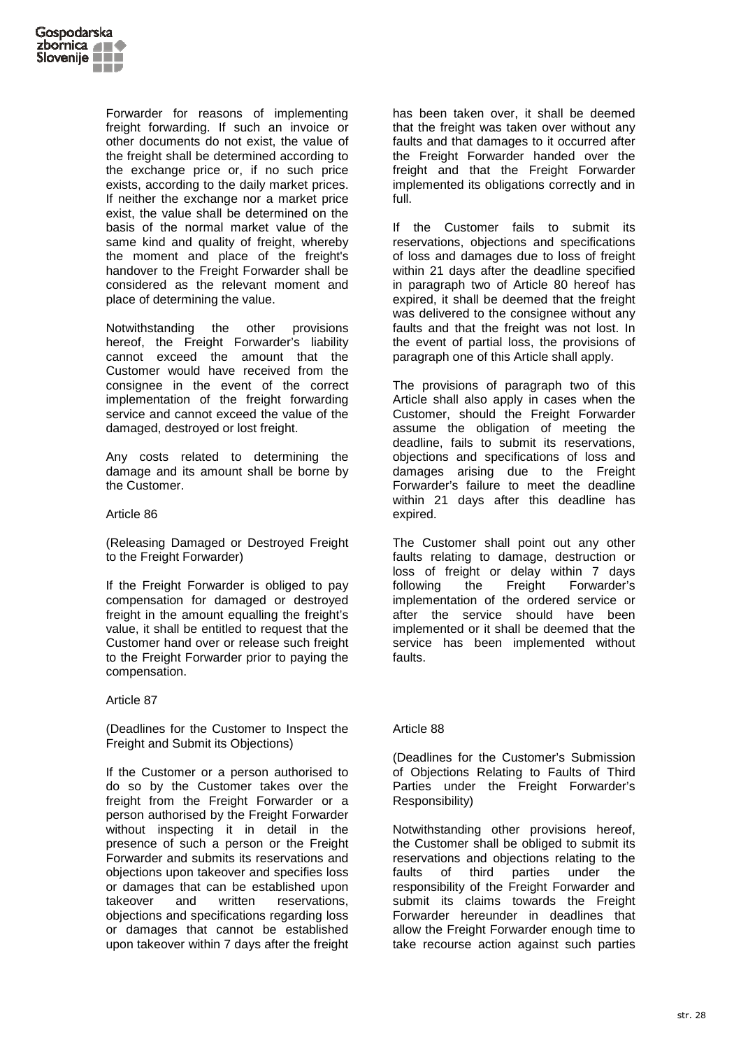Forwarder for reasons of implementing freight forwarding. If such an invoice or other documents do not exist, the value of the freight shall be determined according to the exchange price or, if no such price exists, according to the daily market prices. If neither the exchange nor a market price exist, the value shall be determined on the basis of the normal market value of the same kind and quality of freight, whereby the moment and place of the freight's handover to the Freight Forwarder shall be considered as the relevant moment and place of determining the value.

Notwithstanding the other provisions hereof, the Freight Forwarder's liability cannot exceed the amount that the Customer would have received from the consignee in the event of the correct implementation of the freight forwarding service and cannot exceed the value of the damaged, destroyed or lost freight.

Any costs related to determining the damage and its amount shall be borne by the Customer.

Article 86

(Releasing Damaged or Destroyed Freight to the Freight Forwarder)

If the Freight Forwarder is obliged to pay compensation for damaged or destroyed freight in the amount equalling the freight's value, it shall be entitled to request that the Customer hand over or release such freight to the Freight Forwarder prior to paying the compensation.

Article 87

(Deadlines for the Customer to Inspect the Freight and Submit its Objections)

If the Customer or a person authorised to do so by the Customer takes over the freight from the Freight Forwarder or a person authorised by the Freight Forwarder without inspecting it in detail in the presence of such a person or the Freight Forwarder and submits its reservations and objections upon takeover and specifies loss or damages that can be established upon takeover and written reservations, objections and specifications regarding loss or damages that cannot be established upon takeover within 7 days after the freight has been taken over, it shall be deemed that the freight was taken over without any faults and that damages to it occurred after the Freight Forwarder handed over the freight and that the Freight Forwarder implemented its obligations correctly and in full.

If the Customer fails to submit its reservations, objections and specifications of loss and damages due to loss of freight within 21 days after the deadline specified in paragraph two of Article 80 hereof has expired, it shall be deemed that the freight was delivered to the consignee without any faults and that the freight was not lost. In the event of partial loss, the provisions of paragraph one of this Article shall apply.

The provisions of paragraph two of this Article shall also apply in cases when the Customer, should the Freight Forwarder assume the obligation of meeting the deadline, fails to submit its reservations, objections and specifications of loss and damages arising due to the Freight Forwarder's failure to meet the deadline within 21 days after this deadline has expired.

The Customer shall point out any other faults relating to damage, destruction or loss of freight or delay within 7 days following the Freight Forwarder's implementation of the ordered service or after the service should have been implemented or it shall be deemed that the service has been implemented without faults.

Article 88

(Deadlines for the Customer's Submission of Objections Relating to Faults of Third Parties under the Freight Forwarder's Responsibility)

Notwithstanding other provisions hereof, the Customer shall be obliged to submit its reservations and objections relating to the faults of third parties under the responsibility of the Freight Forwarder and submit its claims towards the Freight Forwarder hereunder in deadlines that allow the Freight Forwarder enough time to take recourse action against such parties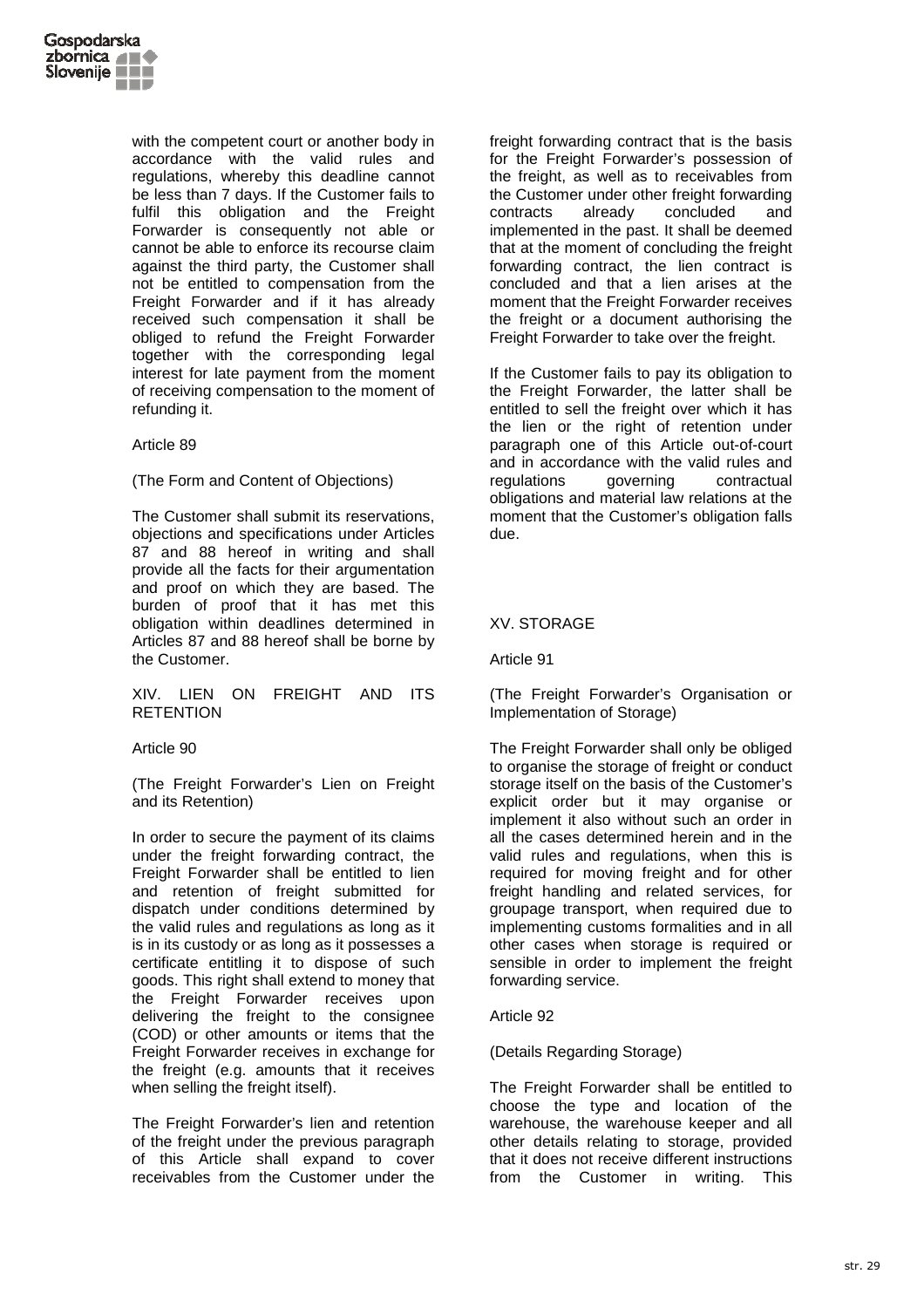with the competent court or another body in accordance with the valid rules and regulations, whereby this deadline cannot be less than 7 days. If the Customer fails to fulfil this obligation and the Freight Forwarder is consequently not able or cannot be able to enforce its recourse claim against the third party, the Customer shall not be entitled to compensation from the Freight Forwarder and if it has already received such compensation it shall be obliged to refund the Freight Forwarder together with the corresponding legal interest for late payment from the moment of receiving compensation to the moment of refunding it.

Article 89

(The Form and Content of Objections)

The Customer shall submit its reservations, objections and specifications under Articles 87 and 88 hereof in writing and shall provide all the facts for their argumentation and proof on which they are based. The burden of proof that it has met this obligation within deadlines determined in Articles 87 and 88 hereof shall be borne by the Customer.

## XIV. LIEN ON FREIGHT AND ITS RETENTION

Article 90

(The Freight Forwarder's Lien on Freight and its Retention)

In order to secure the payment of its claims under the freight forwarding contract, the Freight Forwarder shall be entitled to lien and retention of freight submitted for dispatch under conditions determined by the valid rules and regulations as long as it is in its custody or as long as it possesses a certificate entitling it to dispose of such goods. This right shall extend to money that the Freight Forwarder receives upon delivering the freight to the consignee (COD) or other amounts or items that the Freight Forwarder receives in exchange for the freight (e.g. amounts that it receives when selling the freight itself).

The Freight Forwarder's lien and retention of the freight under the previous paragraph of this Article shall expand to cover receivables from the Customer under the freight forwarding contract that is the basis for the Freight Forwarder's possession of the freight, as well as to receivables from the Customer under other freight forwarding contracts already concluded and implemented in the past. It shall be deemed that at the moment of concluding the freight forwarding contract, the lien contract is concluded and that a lien arises at the moment that the Freight Forwarder receives the freight or a document authorising the Freight Forwarder to take over the freight.

If the Customer fails to pay its obligation to the Freight Forwarder, the latter shall be entitled to sell the freight over which it has the lien or the right of retention under paragraph one of this Article out-of-court and in accordance with the valid rules and regulations governing contractual obligations and material law relations at the moment that the Customer's obligation falls due.

## XV. STORAGE

Article 91

(The Freight Forwarder's Organisation or Implementation of Storage)

The Freight Forwarder shall only be obliged to organise the storage of freight or conduct storage itself on the basis of the Customer's explicit order but it may organise or implement it also without such an order in all the cases determined herein and in the valid rules and regulations, when this is required for moving freight and for other freight handling and related services, for groupage transport, when required due to implementing customs formalities and in all other cases when storage is required or sensible in order to implement the freight forwarding service.

Article 92

(Details Regarding Storage)

The Freight Forwarder shall be entitled to choose the type and location of the warehouse, the warehouse keeper and all other details relating to storage, provided that it does not receive different instructions from the Customer in writing. This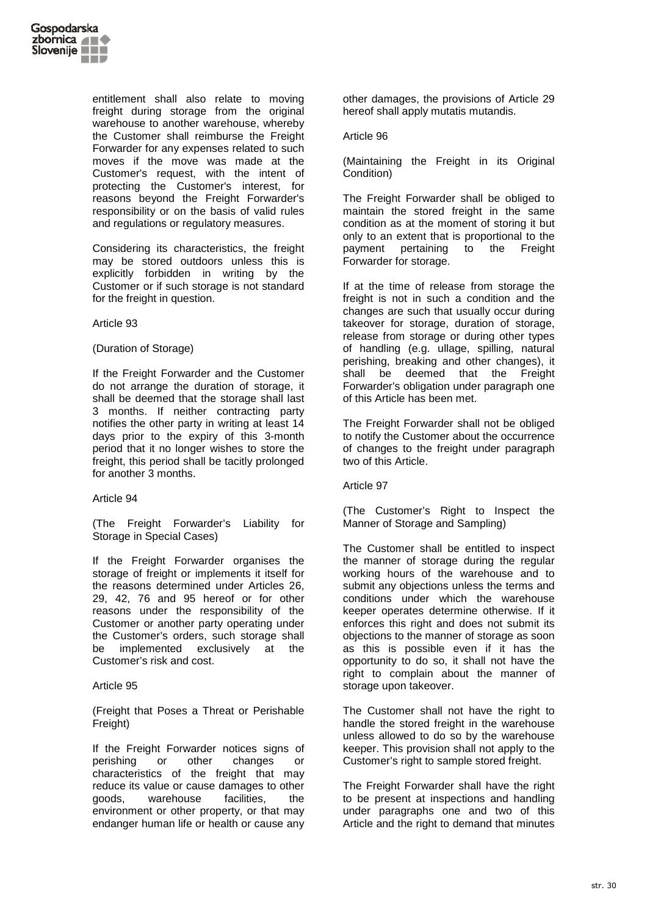entitlement shall also relate to moving freight during storage from the original warehouse to another warehouse, whereby the Customer shall reimburse the Freight Forwarder for any expenses related to such moves if the move was made at the Customer's request, with the intent of protecting the Customer's interest, for reasons beyond the Freight Forwarder's responsibility or on the basis of valid rules and regulations or regulatory measures.

Considering its characteristics, the freight may be stored outdoors unless this is explicitly forbidden in writing by the Customer or if such storage is not standard for the freight in question.

Article 93

(Duration of Storage)

If the Freight Forwarder and the Customer do not arrange the duration of storage, it shall be deemed that the storage shall last 3 months. If neither contracting party notifies the other party in writing at least 14 days prior to the expiry of this 3-month period that it no longer wishes to store the freight, this period shall be tacitly prolonged for another 3 months.

Article 94

(The Freight Forwarder's Liability for Storage in Special Cases)

If the Freight Forwarder organises the storage of freight or implements it itself for the reasons determined under Articles 26, 29, 42, 76 and 95 hereof or for other reasons under the responsibility of the Customer or another party operating under the Customer's orders, such storage shall be implemented exclusively at the Customer's risk and cost.

Article 95

(Freight that Poses a Threat or Perishable Freight)

If the Freight Forwarder notices signs of perishing or other changes or characteristics of the freight that may reduce its value or cause damages to other goods, warehouse facilities, the environment or other property, or that may endanger human life or health or cause any other damages, the provisions of Article 29 hereof shall apply mutatis mutandis.

Article 96

(Maintaining the Freight in its Original Condition)

The Freight Forwarder shall be obliged to maintain the stored freight in the same condition as at the moment of storing it but only to an extent that is proportional to the payment pertaining to the Freight Forwarder for storage.

If at the time of release from storage the freight is not in such a condition and the changes are such that usually occur during takeover for storage, duration of storage, release from storage or during other types of handling (e.g. ullage, spilling, natural perishing, breaking and other changes), it shall be deemed that the Freight Forwarder's obligation under paragraph one of this Article has been met.

The Freight Forwarder shall not be obliged to notify the Customer about the occurrence of changes to the freight under paragraph two of this Article.

Article 97

(The Customer's Right to Inspect the Manner of Storage and Sampling)

The Customer shall be entitled to inspect the manner of storage during the regular working hours of the warehouse and to submit any objections unless the terms and conditions under which the warehouse keeper operates determine otherwise. If it enforces this right and does not submit its objections to the manner of storage as soon as this is possible even if it has the opportunity to do so, it shall not have the right to complain about the manner of storage upon takeover.

The Customer shall not have the right to handle the stored freight in the warehouse unless allowed to do so by the warehouse keeper. This provision shall not apply to the Customer's right to sample stored freight.

The Freight Forwarder shall have the right to be present at inspections and handling under paragraphs one and two of this Article and the right to demand that minutes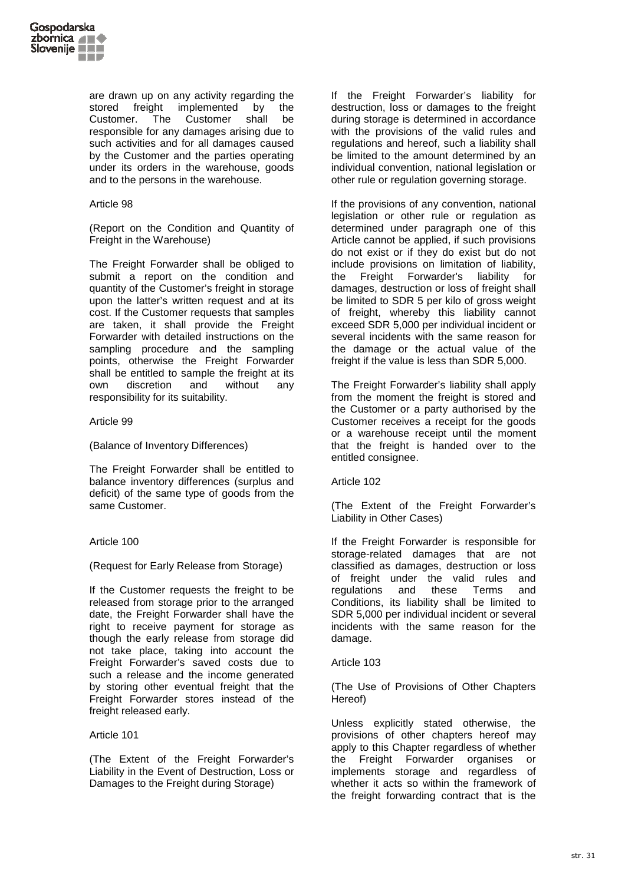are drawn up on any activity regarding the stored freight implemented by the Customer. The Customer shall be responsible for any damages arising due to such activities and for all damages caused by the Customer and the parties operating under its orders in the warehouse, goods and to the persons in the warehouse.

Article 98

(Report on the Condition and Quantity of Freight in the Warehouse)

The Freight Forwarder shall be obliged to submit a report on the condition and quantity of the Customer's freight in storage upon the latter's written request and at its cost. If the Customer requests that samples are taken, it shall provide the Freight Forwarder with detailed instructions on the sampling procedure and the sampling points, otherwise the Freight Forwarder shall be entitled to sample the freight at its own discretion and without any responsibility for its suitability.

Article 99

(Balance of Inventory Differences)

The Freight Forwarder shall be entitled to balance inventory differences (surplus and deficit) of the same type of goods from the same Customer.

Article 100

(Request for Early Release from Storage)

If the Customer requests the freight to be released from storage prior to the arranged date, the Freight Forwarder shall have the right to receive payment for storage as though the early release from storage did not take place, taking into account the Freight Forwarder's saved costs due to such a release and the income generated by storing other eventual freight that the Freight Forwarder stores instead of the freight released early.

Article 101

(The Extent of the Freight Forwarder's Liability in the Event of Destruction, Loss or Damages to the Freight during Storage)

If the Freight Forwarder's liability for destruction, loss or damages to the freight during storage is determined in accordance with the provisions of the valid rules and regulations and hereof, such a liability shall be limited to the amount determined by an individual convention, national legislation or other rule or regulation governing storage.

If the provisions of any convention, national legislation or other rule or regulation as determined under paragraph one of this Article cannot be applied, if such provisions do not exist or if they do exist but do not include provisions on limitation of liability, the Freight Forwarder's liability for damages, destruction or loss of freight shall be limited to SDR 5 per kilo of gross weight of freight, whereby this liability cannot exceed SDR 5,000 per individual incident or several incidents with the same reason for the damage or the actual value of the freight if the value is less than SDR 5,000.

The Freight Forwarder's liability shall apply from the moment the freight is stored and the Customer or a party authorised by the Customer receives a receipt for the goods or a warehouse receipt until the moment that the freight is handed over to the entitled consignee.

Article 102

(The Extent of the Freight Forwarder's Liability in Other Cases)

If the Freight Forwarder is responsible for storage-related damages that are not classified as damages, destruction or loss of freight under the valid rules and regulations and these Terms and Conditions, its liability shall be limited to SDR 5,000 per individual incident or several incidents with the same reason for the damage.

Article 103

(The Use of Provisions of Other Chapters Hereof)

Unless explicitly stated otherwise, the provisions of other chapters hereof may apply to this Chapter regardless of whether the Freight Forwarder organises or implements storage and regardless of whether it acts so within the framework of the freight forwarding contract that is the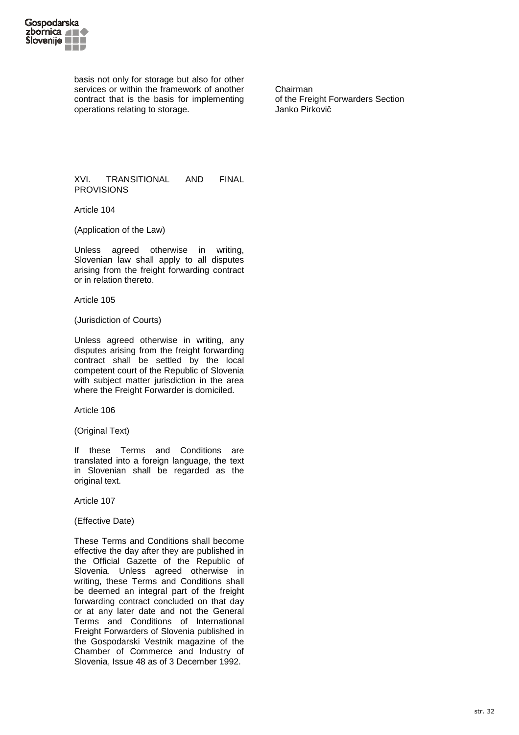basis not only for storage but also for other services or within the framework of another contract that is the basis for implementing operations relating to storage.

## XVI. TRANSITIONAL AND FINAL PROVISIONS

Article 104

(Application of the Law)

Unless agreed otherwise in writing, Slovenian law shall apply to all disputes arising from the freight forwarding contract or in relation thereto.

Article 105

(Jurisdiction of Courts)

Unless agreed otherwise in writing, any disputes arising from the freight forwarding contract shall be settled by the local competent court of the Republic of Slovenia with subject matter jurisdiction in the area where the Freight Forwarder is domiciled.

Article 106

(Original Text)

If these Terms and Conditions are translated into a foreign language, the text in Slovenian shall be regarded as the original text.

Article 107

(Effective Date)

These Terms and Conditions shall become effective the day after they are published in the Official Gazette of the Republic of Slovenia. Unless agreed otherwise in writing, these Terms and Conditions shall be deemed an integral part of the freight forwarding contract concluded on that day or at any later date and not the General Terms and Conditions of International Freight Forwarders of Slovenia published in the Gospodarski Vestnik magazine of the Chamber of Commerce and Industry of Slovenia, Issue 48 as of 3 December 1992.

Chairman
of the Freight Forwarders Section
Janko Pirkovič